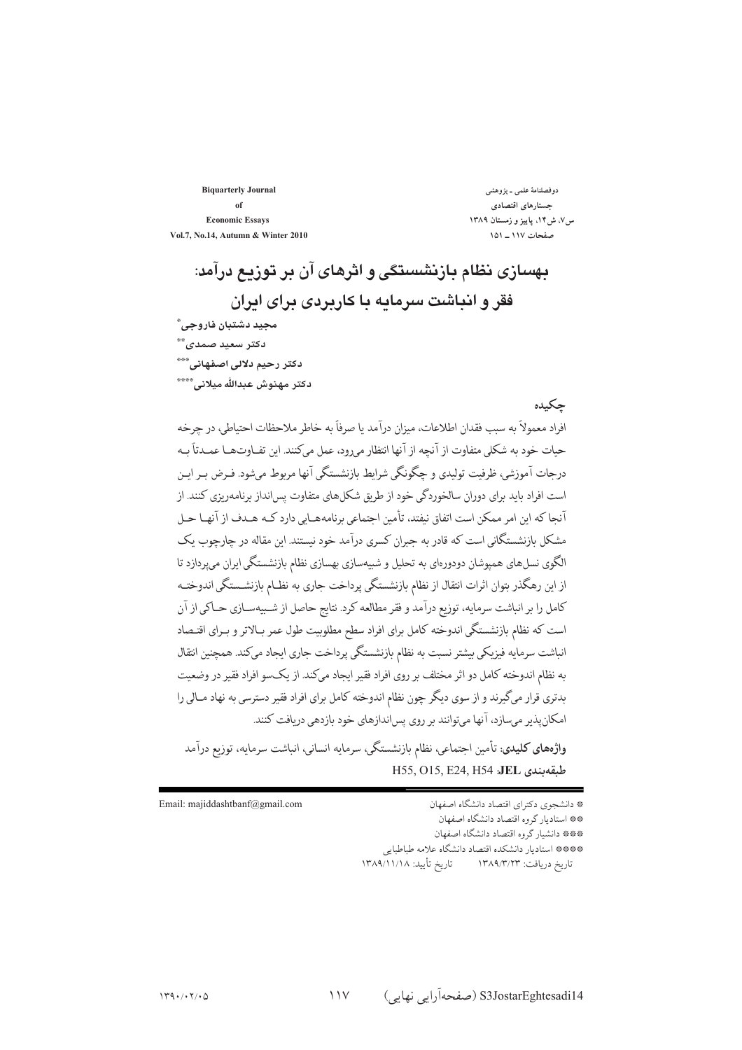# بهسازی نظام بازنشستگی و اثرهای آن بر توزیع درآمد: فقر و انباشت سرمایه با کاربردی برای ایران

**مجید دشتبان فاروجی**[*]

**دکتر سعید صمدی**[**]

**دکتر رحیم دلالی اصفهانی**[***]

**دکتر مهنوش عبدالله میلانی**[****]

## چکیده

افراد معمولاً به سبب فقدان اطلاعات، میزان درآمد یا صرفاً به خاطر ملاحظات احتیاطی، در چرخه حیات خود به شکلی متفاوت از آنچه از آنها انتظار می‌رود، عمل می‌کنند. این تفاوت‌ها عمدتاً به درجات آموزشی، ظرفیت تولیدی و چگونگی شرایط بازنشستگی آنها مربوط می‌شود. فرض بر این است افراد باید برای دوران سالخوردگی خود از طریق شکل‌های متفاوت پس‌انداز برنامه‌ریزی کنند. از آنجا که این امر ممکن است اتفاق نیفتد، تأمین اجتماعی برنامه‌هایی دارد که هدف از آنها حل مشکل بازنشستگانی است که قادر به جبران کسری درآمد خود نیستند. این مقاله در چارچوب یک الگوی نسل‌های همپوشان دودوره‌ای به تحلیل و شبیه‌سازی بهسازی نظام بازنشستگی ایران می‌پردازد تا از این رهگذر بتوان اثرات انتقال از نظام بازنشستگی پرداخت جاری به نظام بازنشستگی اندوخته کامل را بر انباشت سرمایه، توزیع درآمد و فقر مطالعه کرد. نتایج حاصل از شبیه‌سازی حاکی از آن است که نظام بازنشستگی اندوخته کامل برای افراد سطح مطلوبیت طول عمر بالاتر و برای اقتصاد انباشت سرمایه فیزیکی بیشتر نسبت به نظام بازنشستگی پرداخت جاری ایجاد می‌کند. همچنین انتقال به نظام اندوخته کامل دو اثر مختلف بر روی افراد فقیر ایجاد می‌کند. از یک‌سو افراد فقیر در وضعیت بدتری قرار می‌گیرند و از سوی دیگر چون نظام اندوخته کامل برای افراد فقیر دسترسی به نهاد مالی را امکان‌پذیر می‌سازد، آنها می‌توانند بر روی پس‌اندازهای خود بازدهی خود دریافت کنند.

**واژه‌های کلیدی:** تأمین اجتماعی، نظام بازنشستگی، سرمایه انسانی، انباشت سرمایه، توزیع درآمد

**طبقه‌بندی JEL:** H55, O15, E24, H54

---

[*] دانشجوی دکترای اقتصاد دانشگاه اصفهان — Email: majiddashtbanf@gmail.com

[**] استادیار گروه اقتصاد دانشگاه اصفهان

[***] دانشیار گروه اقتصاد دانشگاه اصفهان

[****] استادیار دانشکده اقتصاد دانشگاه علامه طباطبایی

تاریخ دریافت: ۱۳۸۹/۳/۲۳ تاریخ تأیید: ۱۳۸۹/۱۱/۱۸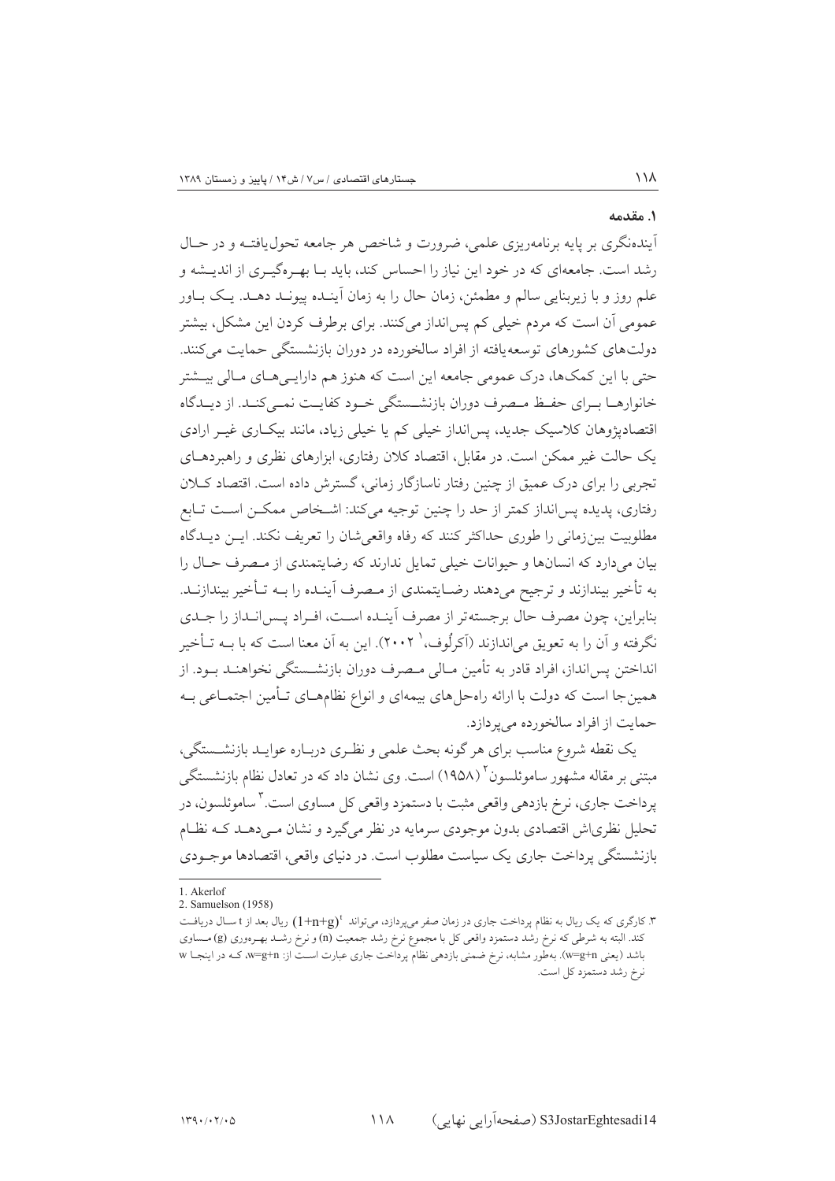## ۱. مقدمه

آینده‌نگری بر پایه برنامه‌ریزی علمی، ضرورت و شاخص هر جامعه تحول‌یافته و در حال رشد است. جامعه‌ای که در خود این نیاز را احساس کند، باید با بهره‌گیری از اندیشه و علم روز و با زیربنایی سالم و مطمئن، زمان حال را به زمان آینده پیوند دهد. یک باور عمومی آن است که مردم خیلی کم پس‌انداز می‌کنند. برای برطرف کردن این مشکل، بیشتر دولت‌های کشورهای توسعه‌یافته از افراد سالخورده در دوران بازنشستگی حمایت می‌کنند. حتی با این کمک‌ها، درک عمومی جامعه این است که هنوز هم دارایی‌های مالی بیشتر خانوارها برای حفظ مصرف دوران بازنشستگی خود کفایت نمی‌کند. از دیدگاه اقتصادپژوهان کلاسیک جدید، پس‌انداز خیلی کم یا خیلی زیاد، مانند بیکاری غیر ارادی یک حالت غیر ممکن است. در مقابل، اقتصاد کلان رفتاری، ابزارهای نظری و راهبردهای تجربی را برای درک عمیق از چنین رفتار ناسازگار زمانی، گسترش داده است. اقتصاد کلان رفتاری، پدیده پس‌انداز کمتر از حد را چنین توجیه می‌کند: اشخاص ممکن است تابع مطلوبیت بین‌زمانی را طوری حداکثر کنند که رفاه واقعی‌شان را تعریف نکند. این دیدگاه بیان می‌دارد که انسان‌ها و حیوانات خیلی تمایل ندارند که رضایتمندی از مصرف حال را به تأخیر بیندازند و ترجیح می‌دهند رضایتمندی از مصرف آینده را به تأخیر بیندازند. بنابراین، چون مصرف حال برجسته‌تر از مصرف آینده است، افراد پس‌انداز را جدی نگرفته و آن را به تعویق می‌اندازند (آکرلوف،[1] ۲۰۰۲). این به آن معنا است که با به تأخیر انداختن پس‌انداز، افراد قادر به تأمین مالی مصرف دوران بازنشستگی نخواهند بود. از همین‌جا است که دولت با ارائه راه‌حل‌های بیمه‌ای و انواع نظام‌های تأمین اجتماعی به حمایت از افراد سالخورده می‌پردازد.

یک نقطه شروع مناسب برای هر گونه بحث علمی و نظری درباره عواید بازنشستگی، مبتنی بر مقاله مشهور ساموئلسون[2] (۱۹۵۸) است. وی نشان داد که در تعادل نظام بازنشستگی پرداخت جاری، نرخ بازدهی واقعی مثبت با دستمزد واقعی کل مساوی است.[3] ساموئلسون، در تحلیل نظری‌اش اقتصادی بدون موجودی سرمایه در نظر می‌گیرد و نشان می‌دهد که نظام بازنشستگی پرداخت جاری یک سیاست مطلوب است. در دنیای واقعی، اقتصادها موجودی

---

1. Akerlof
2. Samuelson (1958)
3. کارگری که یک ریال به نظام پرداخت جاری در زمان صفر می‌پردازد، می‌تواند $(1+n+g)^t$ ریال بعد از t سال دریافت کند. البته به شرطی که نرخ رشد دستمزد واقعی کل با مجموع نرخ رشد جمعیت (n) و نرخ رشد بهره‌وری (g) مساوی باشد (یعنی $w=g+n$). به‌طور مشابه، نرخ ضمنی بازدهی نظام پرداخت جاری عبارت است از: $w=g+n$، که در اینجا w نرخ رشد دستمزد کل است.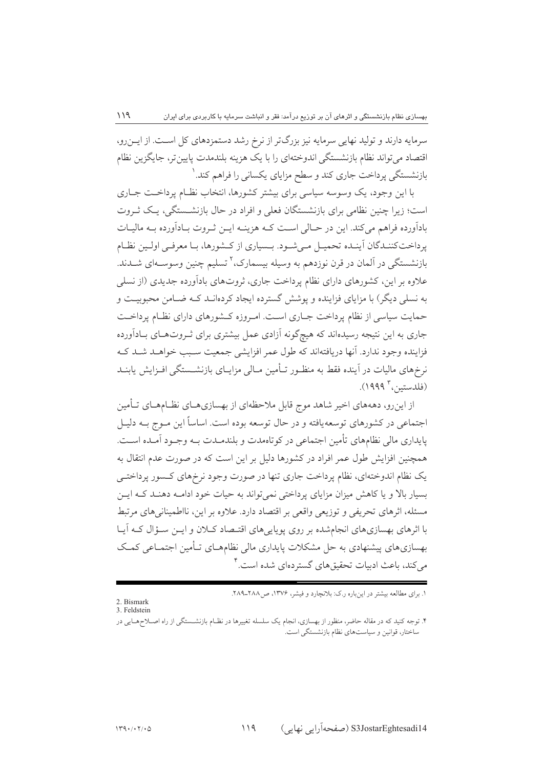سرمایه دارند و تولید نهایی سرمایه نیز بزرگ‌تر از نرخ رشد دستمزدهای کل است. از این‌رو، اقتصاد می‌تواند نظام بازنشستگی اندوخته‌ای را با یک هزینه بلندمدت پایین‌تر، جایگزین نظام بازنشستگی پرداخت جاری کند و سطح مزایای یکسانی را فراهم کند.[1]

با این وجود، یک وسوسه سیاسی برای بیشتر کشورها، انتخاب نظام پرداخت جاری است؛ زیرا چنین نظامی برای بازنشستگان فعلی و افراد در حال بازنشستگی، یک ثروت بادآورده فراهم می‌کند. این در حالی است که هزینه این ثروت بادآورده به مالیات پرداخت‌کنندگان آینده تحمیل می‌شود. بسیاری از کشورها، با معرفی اولین نظام بازنشستگی در آلمان در قرن نوزدهم به وسیله بیسمارک،[2] تسلیم چنین وسوسه‌ای شدند. علاوه بر این، کشورهای دارای نظام پرداخت جاری، ثروت‌های بادآورده جدیدی (از نسلی به نسلی دیگر) با مزایای فزاینده و پوشش گسترده ایجاد کرده‌اند که ضامن محبوبیت و حمایت سیاسی از نظام پرداخت جاری است. امروزه کشورهای دارای نظام پرداخت جاری به این نتیجه رسیده‌اند که هیچ‌گونه آزادی عمل بیشتری برای ثروت‌های بادآورده فزاینده وجود ندارد. آنها دریافته‌اند که طول عمر افزایشی جمعیت سبب خواهد شد که نرخ‌های مالیات در آینده فقط به منظور تأمین مالی مزایای بازنشستگی افزایش یابند (فلدستین،[3] ۱۹۹۹).

از این‌رو، دهه‌های اخیر شاهد موج قابل ملاحظه‌ای از بهسازی‌های نظام‌های تأمین اجتماعی در کشورهای توسعه‌یافته و در حال توسعه بوده است. اساساً این موج به دلیل پایداری مالی نظام‌های تأمین اجتماعی در کوتاه‌مدت و بلندمدت به وجود آمده است. همچنین افزایش طول عمر افراد در کشورها دلیل بر این است که در صورت عدم انتقال به یک نظام اندوخته‌ای، نظام پرداخت جاری تنها در صورت وجود نرخ‌های کسور پرداختی بسیار بالا و یا کاهش میزان مزایای پرداختی نمی‌تواند به حیات خود ادامه دهند که این مسئله، اثرهای تحریفی و توزیعی واقعی بر اقتصاد دارد. علاوه بر این، نااطمینانی‌های مرتبط با اثرهای بهسازی‌های انجام‌شده بر روی پویایی‌های اقتصاد کلان و این سؤال که آیا بهسازی‌های پیشنهادی به حل مشکلات پایداری مالی نظام‌های تأمین اجتماعی کمک می‌کند، باعث ادبیات تحقیق‌های گسترده‌ای شده است.[4]

---

۱. برای مطالعه بیشتر در این‌باره ر.ک: بلانچارد و فیشر، ۱۳۷۶، ص۲۸۸-۲۸۹.

2. Bismark

3. Feldstein

۴. توجه کنید که در مقاله حاضر، منظور از بهسازی، انجام یک سلسله تغییرها در نظام بازنشستگی از راه اصلاح‌هایی در ساختار، قوانین و سیاست‌های نظام بازنشستگی است.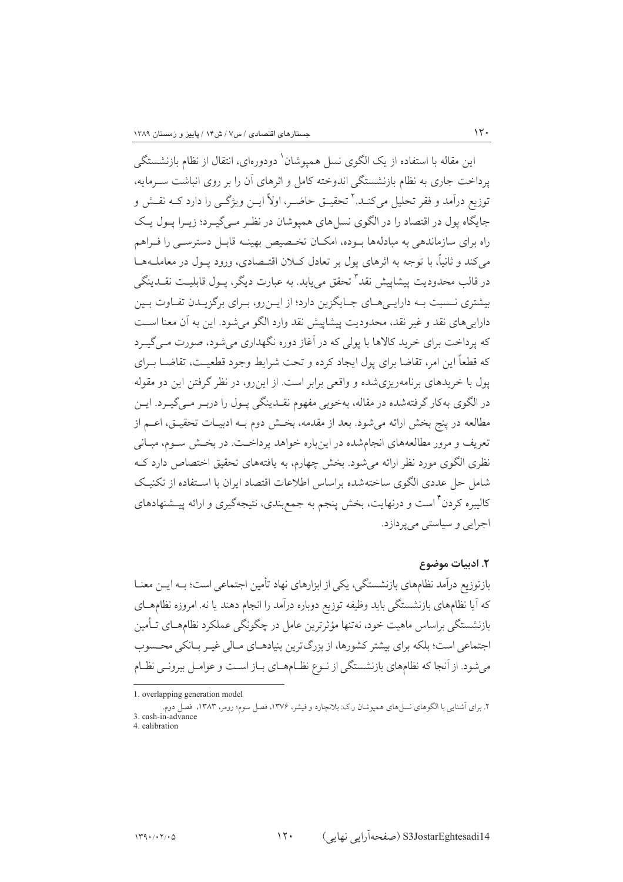این مقاله با استفاده از یک الگوی نسل همپوشان[1] دودوره‌ای، انتقال از نظام بازنشستگی پرداخت جاری به نظام بازنشستگی اندوخته کامل و اثرهای آن را بر روی انباشت سرمایه، توزیع درآمد و فقر تحلیل می‌کند.[2] تحقیق حاضر، اولاً این ویژگی را دارد که نقش و جایگاه پول در اقتصاد را در الگوی نسل‌های همپوشان در نظر می‌گیرد؛ زیرا پول یک راه برای سازماندهی به مبادله‌ها بوده، امکان تخصیص بهینه قابل دسترسی را فراهم می‌کند و ثانیاً، با توجه به اثرهای پول بر تعادل کلان اقتصادی، ورود پول در معامله‌ها در قالب محدودیت پیشاپیش نقد[3] تحقق می‌یابد. به عبارت دیگر، پول قابلیت نقدینگی بیشتری نسبت به دارایی‌های جایگزین دارد؛ از این‌رو، برای برگزیدن تفاوت بین دارایی‌های نقد و غیر نقد، محدودیت پیشاپیش نقد وارد الگو می‌شود. این به آن معنا است که پرداخت برای خرید کالاها با پولی که در آغاز دوره نگهداری می‌شود، صورت می‌گیرد که قطعاً این امر، تقاضا برای پول ایجاد کرده و تحت شرایط وجود قطعیت، تقاضا برای پول با خریدهای برنامه‌ریزی‌شده و واقعی برابر است. از این‌رو، در نظر گرفتن این دو مقوله در الگوی به‌کار گرفته‌شده در مقاله، به‌خوبی مفهوم نقدینگی پول را دربر می‌گیرد. این مطالعه در پنج بخش ارائه می‌شود. بعد از مقدمه، بخش دوم به ادبیات تحقیق، اعم از تعریف و مرور مطالعه‌های انجام‌شده در این‌باره خواهد پرداخت. در بخش سوم، مبانی نظری الگوی مورد نظر ارائه می‌شود. بخش چهارم، به یافته‌های تحقیق اختصاص دارد که شامل حل عددی الگوی ساخته‌شده براساس اطلاعات اقتصاد ایران با استفاده از تکنیک کالیبره کردن[4] است و درنهایت، بخش پنجم به جمع‌بندی، نتیجه‌گیری و ارائه پیشنهادهای اجرایی و سیاستی می‌پردازد.

## ۲. ادبیات موضوع

بازتوزیع درآمد نظام‌های بازنشستگی، یکی از ابزارهای نهاد تأمین اجتماعی است؛ به این معنا که آیا نظام‌های بازنشستگی باید وظیفه توزیع دوباره درآمد را انجام دهند یا نه. امروزه نظام‌های بازنشستگی براساس ماهیت خود، نه‌تنها مؤثرترین عامل در چگونگی عملکرد نظام‌های تأمین اجتماعی است؛ بلکه برای بیشتر کشورها، از بزرگ‌ترین بنیادهای مالی غیر بانکی محسوب می‌شود. از آنجا که نظام‌های بازنشستگی از نوع نظام‌های باز است و عوامل بیرونی نظام

---

1. overlapping generation model

2. برای آشنایی با الگوهای نسل‌های همپوشان ر.ک: بلانچارد و فیشر، ۱۳۷۶، فصل سوم؛ رومر، ۱۳۸۳، فصل دوم.

3. cash-in-advance

4. calibration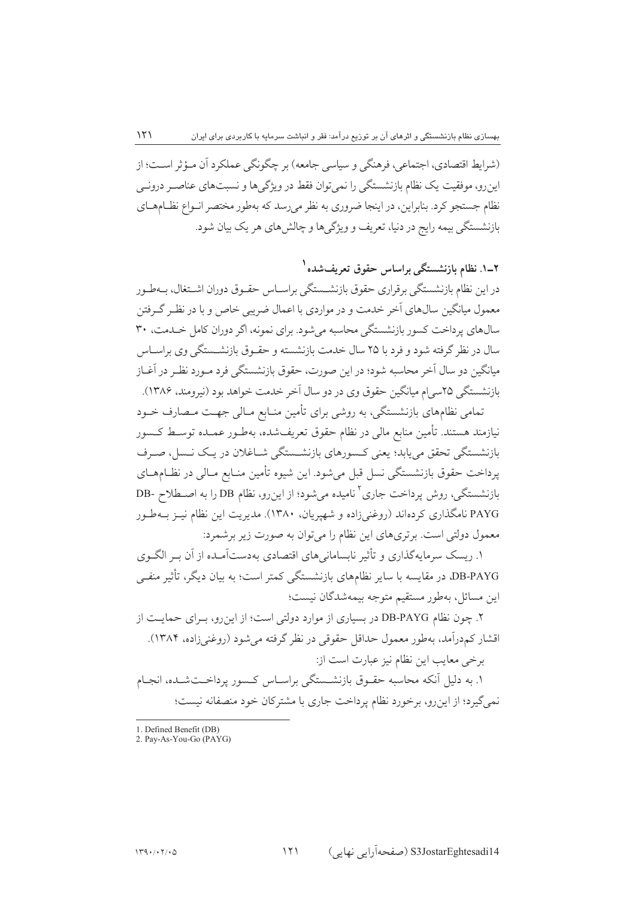(شرایط اقتصادی، اجتماعی، فرهنگی و سیاسی جامعه) بر چگونگی عملکرد آن مـؤثر اسـت؛ از این‌رو، موفقیت یک نظام بازنشستگی را نمی‌توان فقط در ویژگی‌ها و نسبت‌های عناصـر درونـی نظام جستجو کرد. بنابراین، در اینجا ضروری به نظر می‌رسد که به‌طور مختصر انـواع نظـام‌هـای بازنشستگی بیمه رایج در دنیا، تعریف و ویژگی‌ها و چالش‌های هر یک بیان شود.

### ۲ـ۱. نظام بازنشستگی براساس حقوق تعریف‌شده[1]

در این نظام بازنشستگی برقراری حقوق بازنشسـتگی براسـاس حقـوق دوران اشـتغال، بـه‌طـور معمول میانگین سال‌های آخر خدمت و در مواردی با اعمال ضریبی خاص و با در نظـر گـرفتن سال‌های پرداخت کسور بازنشستگی محاسبه می‌شود. برای نمونه، اگر دوران کامل خـدمت، ۳۰ سال در نظر گرفته شود و فرد با ۲۵ سال خدمت بازنشسته و حقـوق بازنشسـتگی وی براسـاس میانگین دو سال آخر محاسبه شود؛ در این صورت، حقوق بازنشستگی فرد مـورد نظـر در آغـاز بازنشستگی ۲۵سی‌ام میانگین حقوق وی در دو سال آخر خدمت خواهد بود (نیرومند، ۱۳۸۶).

تمامی نظام‌های بازنشستگی، به روشی برای تأمین منـابع مـالی جهـت مـصارف خـود نیازمند هستند. تأمین منابع مالی در نظام حقوق تعریف‌شده، به‌طـور عمـده توسـط کـسور بازنشستگی تحقق می‌یابد؛ یعنی کـسورهای بازنشـستگی شـاغلان در یـک نـسل، صـرف پرداخت حقوق بازنشستگی نسل قبل می‌شود. این شیوه تأمین منـابع مـالی در نظـام‌هـای بازنشستگی، روش پرداخت جاری[2] نامیده می‌شود؛ از این‌رو، نظام DB را به اصـطلاح DB-PAYG نامگذاری کرده‌اند (روغنی‌زاده و شهپریان، ۱۳۸۰). مدیریت این نظام نیـز بـه‌طـور معمول دولتی است. برتری‌های این نظام را می‌توان به صورت زیر برشمرد:

۱. ریسک سرمایه‌گذاری و تأثیر نابسامانی‌های اقتصادی به‌دست‌آمـده از آن بـر الگـوی DB-PAYG، در مقایسه با سایر نظام‌های بازنشستگی کمتر است؛ به بیان دیگر، تأثیر منفـی این مسائل، به‌طور مستقیم متوجه بیمه‌شدگان نیست؛

۲. چون نظام DB-PAYG در بسیاری از موارد دولتی است؛ از این‌رو، بـرای حمایـت از اقشار کم‌درآمد، به‌طور معمول حداقل حقوقی در نظر گرفته می‌شود (روغنی‌زاده، ۱۳۸۴).

برخی معایب این نظام نیز عبارت است از:

۱. به دلیل آنکه محاسبه حقـوق بازنشـستگی براسـاس کـسور پرداخـت‌شـده، انجـام نمی‌گیرد؛ از این‌رو، برخورد نظام پرداخت جاری با مشترکان خود منصفانه نیست؛

---

1. Defined Benefit (DB)
2. Pay-As-You-Go (PAYG)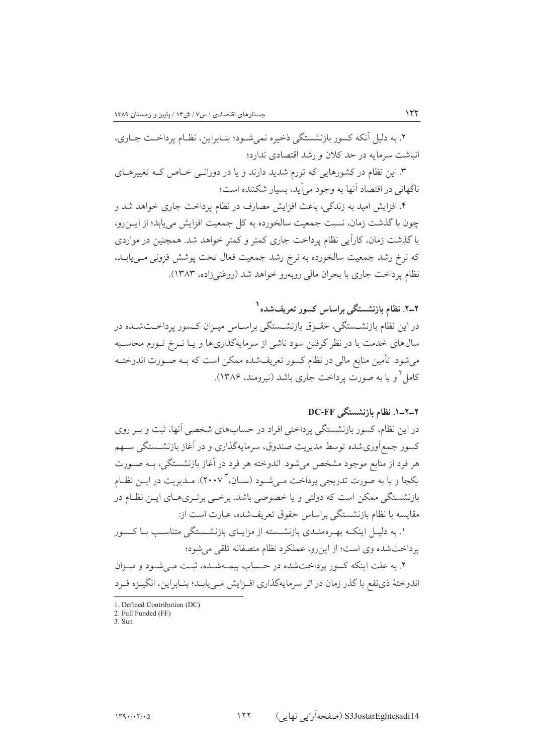۲. به دلیل آنکه کسور بازنشستگی ذخیره نمی‌شود؛ بنابراین، نظام پرداخت جاری، انباشت سرمایه در حد کلان و رشد اقتصادی ندارد؛

۳. این نظام در کشورهایی که تورم شدید دارند و یا در دورانی خاص که تغییرهای ناگهانی در اقتصاد آنها به وجود می‌آید، بسیار شکننده است؛

۴. افزایش امید به زندگی، باعث افزایش مصارف در نظام پرداخت جاری خواهد شد و چون با گذشت زمان، نسبت جمعیت سالخورده به کل جمعیت افزایش می‌یابد؛ از این‌رو، با گذشت زمان، کارآیی نظام پرداخت جاری کمتر و کمتر خواهد شد. همچنین در مواردی که نرخ رشد جمعیت سالخورده به نرخ رشد جمعیت فعال تحت پوشش فزونی می‌یابد، نظام پرداخت جاری با بحران مالی روبه‌رو خواهد شد (روغنی‌زاده، ۱۳۸۳).

### ۲ـ۲. نظام بازنشستگی براساس کسور تعریف‌شده[1]

در این نظام بازنشستگی، حقوق بازنشستگی براساس میزان کسور پرداخت‌شده در سال‌های خدمت با در نظر گرفتن سود ناشی از سرمایه‌گذاری‌ها و یا نرخ تورم محاسبه می‌شود. تأمین منابع مالی در نظام کسور تعریف‌شده ممکن است که به صورت اندوخته کامل[2] و یا به صورت پرداخت جاری باشد (نیرومند، ۱۳۸۶).

#### ۲ـ۲ـ۱. نظام بازنشستگی DC-FF

در این نظام، کسور بازنشستگی پرداختی افراد در حساب‌های شخصی آنها، ثبت و بر روی کسور جمع‌آوری‌شده توسط مدیریت صندوق، سرمایه‌گذاری و در آغاز بازنشستگی سهم هر فرد از منابع موجود مشخص می‌شود. اندوخته هر فرد در آغاز بازنشستگی، به صورت یکجا و یا به صورت تدریجی پرداخت می‌شود (سان،[3] ۲۰۰۷). مدیریت در این نظام بازنشستگی ممکن است که دولتی و یا خصوصی باشد. برخی برتری‌های این نظام در مقایسه با نظام بازنشستگی براساس حقوق تعریف‌شده، عبارت است از:

۱. به دلیل اینکه بهره‌مندی بازنشسته از مزایای بازنشستگی متناسب با کسور پرداخت‌شده وی است؛ از این‌رو، عملکرد نظام منصفانه تلقی می‌شود؛

۲. به علت اینکه کسور پرداخت‌شده در حساب بیمه‌شده، ثبت می‌شود و میزان اندوختهٔ ذی‌نفع با گذر زمان در اثر سرمایه‌گذاری افزایش می‌یابد؛ بنابراین، انگیزه فرد

---

1. Defined Contribution (DC)
2. Full Funded (FF)
3. Sun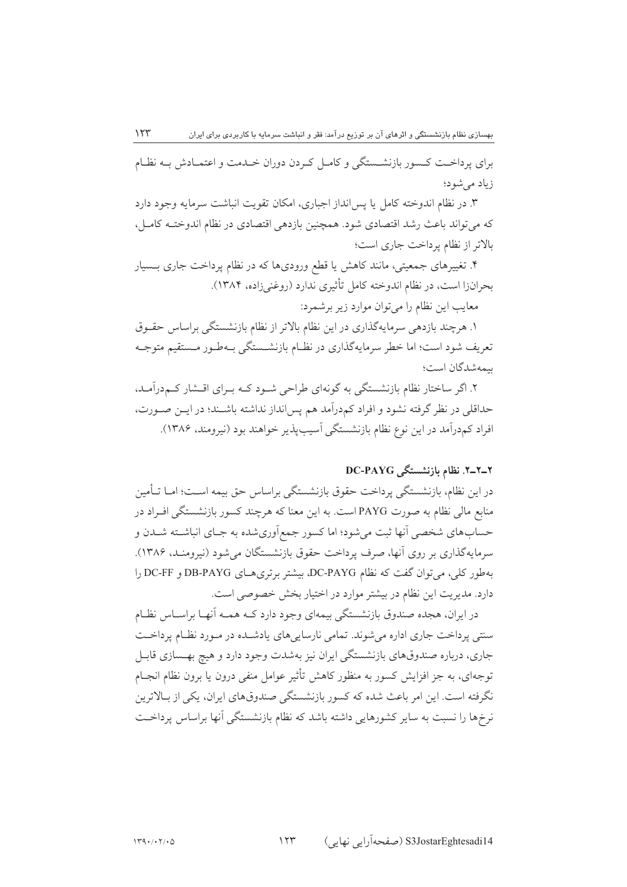برای پرداخت کسور بازنشستگی و کامل کردن دوران خدمت و اعتمادش به نظام زیاد می‌شود؛

۳. در نظام اندوخته کامل یا پس‌انداز اجباری، امکان تقویت انباشت سرمایه وجود دارد که می‌تواند باعث رشد اقتصادی شود. همچنین بازدهی اقتصادی در نظام اندوخته کامل، بالاتر از نظام پرداخت جاری است؛

۴. تغییرهای جمعیتی، مانند کاهش یا قطع ورودی‌ها که در نظام پرداخت جاری بسیار بحران‌زا است، در نظام اندوخته کامل تأثیری ندارد (روغنی‌زاده، ۱۳۸۴).

معایب این نظام را می‌توان موارد زیر برشمرد:

۱. هرچند بازدهی سرمایه‌گذاری در این نظام بالاتر از نظام بازنشستگی براساس حقوق تعریف شود است؛ اما خطر سرمایه‌گذاری در نظام بازنشستگی به‌طور مستقیم متوجه بیمه‌شدگان است؛

۲. اگر ساختار نظام بازنشستگی به گونه‌ای طراحی شود که برای اقشار کم‌درآمد، حداقلی در نظر گرفته نشود و افراد کم‌درآمد هم پس‌انداز نداشته باشند؛ در این صورت، افراد کم‌درآمد در این نوع نظام بازنشستگی آسیب‌پذیر خواهند بود (نیرومند، ۱۳۸۶).

### ۲-۲-۲. نظام بازنشستگی DC-PAYG

در این نظام، بازنشستگی پرداخت حقوق بازنشستگی براساس حق بیمه است؛ اما تأمین منابع مالی نظام به صورت PAYG است. به این معنا که هرچند کسور بازنشستگی افراد در حساب‌های شخصی آنها ثبت می‌شود؛ اما کسور جمع‌آوری‌شده به جای انباشته شدن و سرمایه‌گذاری بر روی آنها، صرف پرداخت حقوق بازنشستگان می‌شود (نیرومند، ۱۳۸۶). به‌طور کلی، می‌توان گفت که نظام DC-PAYG، بیشتر برتری‌های DB-PAYG و DC-FF را دارد. مدیریت این نظام در بیشتر موارد در اختیار بخش خصوصی است.

در ایران، هجده صندوق بازنشستگی بیمه‌ای وجود دارد که همه آنها براساس نظام سنتی پرداخت جاری اداره می‌شوند. تمامی نارسایی‌های یادشده در مورد نظام پرداخت جاری، درباره صندوق‌های بازنشستگی ایران نیز به‌شدت وجود دارد و هیچ بهسازی قابل توجه‌ای، به جز افزایش کسور به منظور کاهش تأثیر عوامل منفی درون یا برون نظام انجام نگرفته است. این امر باعث شده که کسور بازنشستگی صندوق‌های ایران، یکی از بالاترین نرخ‌ها را نسبت به سایر کشورهایی داشته باشد که نظام بازنشستگی آنها براساس پرداخت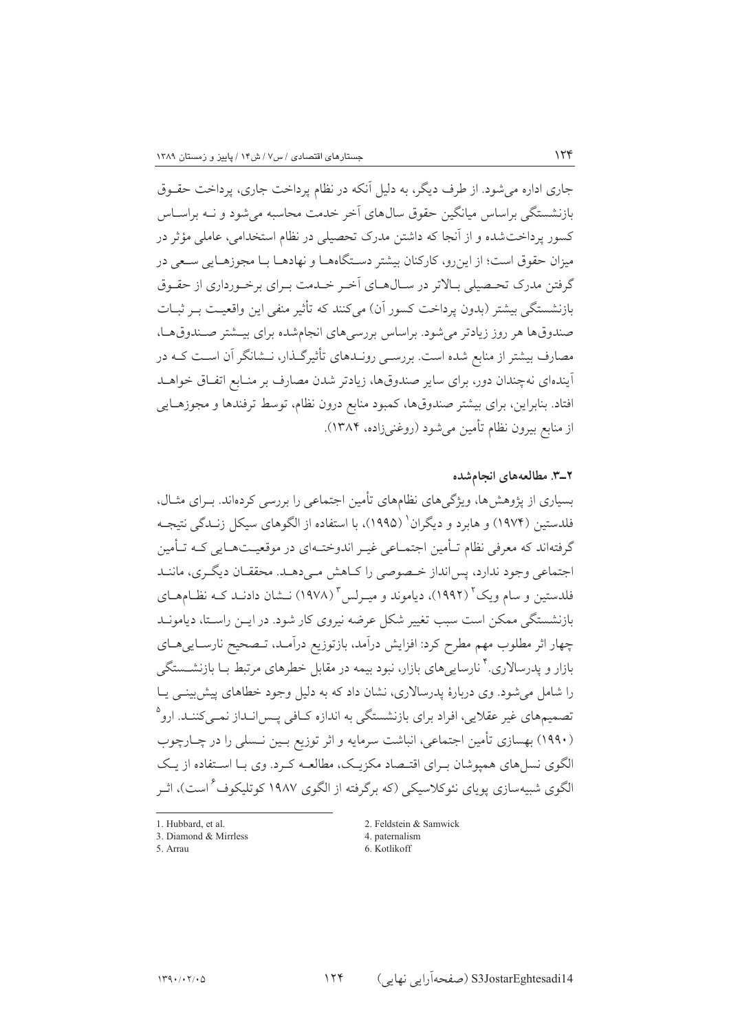جاری اداره می‌شود. از طرف دیگر، به دلیل آنکه در نظام پرداخت جاری، پرداخت حقـوق بازنشستگی براساس میانگین حقوق سال‌های آخر خدمت محاسبه می‌شود و نـه براسـاس کسور پرداخت‌شده و از آنجا که داشتن مدرک تحصیلی در نظام استخدامی، عاملی مؤثر در میزان حقوق است؛ از این‌رو، کارکنان بیشتر دسـتگاه‌هـا و نهادهـا بـا مجوزهـایی سـعی در گرفتن مدرک تحـصیلی بـالاتر در سـال‌هـای آخـر خـدمت بـرای برخـورداری از حقـوق بازنشستگی بیشتر (بدون پرداخت کسور آن) می‌کنند که تأثیر منفی این واقعیـت بـر ثبـات صندوق‌ها هر روز زیادتر می‌شود. براساس بررسی‌های انجام‌شده برای بیـشتر صـندوق‌هـا، مصارف بیشتر از منابع شده است. بررسـی رونـدهای تأثیرگـذار، نـشانگر آن اسـت کـه در آینده‌ای نه‌چندان دور، برای سایر صندوق‌ها، زیادتر شدن مصارف بر منـابع اتفـاق خواهـد افتاد. بنابراین، برای بیشتر صندوق‌ها، کمبود منابع درون نظام، توسط ترفندها و مجوزهـایی از منابع بیرون نظام تأمین می‌شود (روغنی‌زاده، ۱۳۸۴).

### ۲ـ۳. مطالعه‌های انجام‌شده

بسیاری از پژوهش‌ها، ویژگی‌های نظام‌های تأمین اجتماعی را بررسی کرده‌اند. بـرای مثـال، فلدستین (۱۹۷۴) و هابرد و دیگران[1] (۱۹۹۵)، با استفاده از الگوهای سیکل زنـدگی نتیجـه گرفته‌اند که معرفی نظام تـأمین اجتمـاعی غیـر اندوختـه‌ای در موقعیـت‌هـایی کـه تـأمین اجتماعی وجود ندارد، پس‌انداز خـصوصی را کـاهش مـی‌دهـد. محققـان دیگـری، ماننـد فلدستین و سام ویک[2] (۱۹۹۲)، دیاموند و میـرلس[3] (۱۹۷۸) نـشان دادنـد کـه نظـام‌هـای بازنشستگی ممکن است سبب تغییر شکل عرضه نیروی کار شود. در ایـن راسـتا، دیامونـد چهار اثر مطلوب مهم مطرح کرد: افزایش درآمد، بازتوزیع درآمـد، تـصحیح نارسـایی‌هـای بازار و پدرسالاری.[4] نارسایی‌های بازار، نبود بیمه در مقابل خطرهای مرتبط بـا بازنشـستگی را شامل می‌شود. وی دربارهٔ پدرسالاری، نشان داد که به دلیل وجود خطاهای پیش‌بینـی یـا تصمیم‌های غیر عقلایی، افراد برای بازنشستگی به اندازه کـافی پـس‌انـداز نمـی‌کننـد. ارو[5] (۱۹۹۰) بهسازی تأمین اجتماعی، انباشت سرمایه و اثر توزیع بـین نـسلی را در چـارچوب الگوی نسل‌های همپوشان بـرای اقتـصاد مکزیـک، مطالعـه کـرد. وی بـا اسـتفاده از یـک الگوی شبیه‌سازی پویای نئوکلاسیکی (که برگرفته از الگوی ۱۹۸۷ کوتلیکوف[6] است)، اثـر

---

1. Hubbard, et al.
2. Feldstein & Samwick
3. Diamond & Mirrless
4. paternalism
5. Arrau
6. Kotlikoff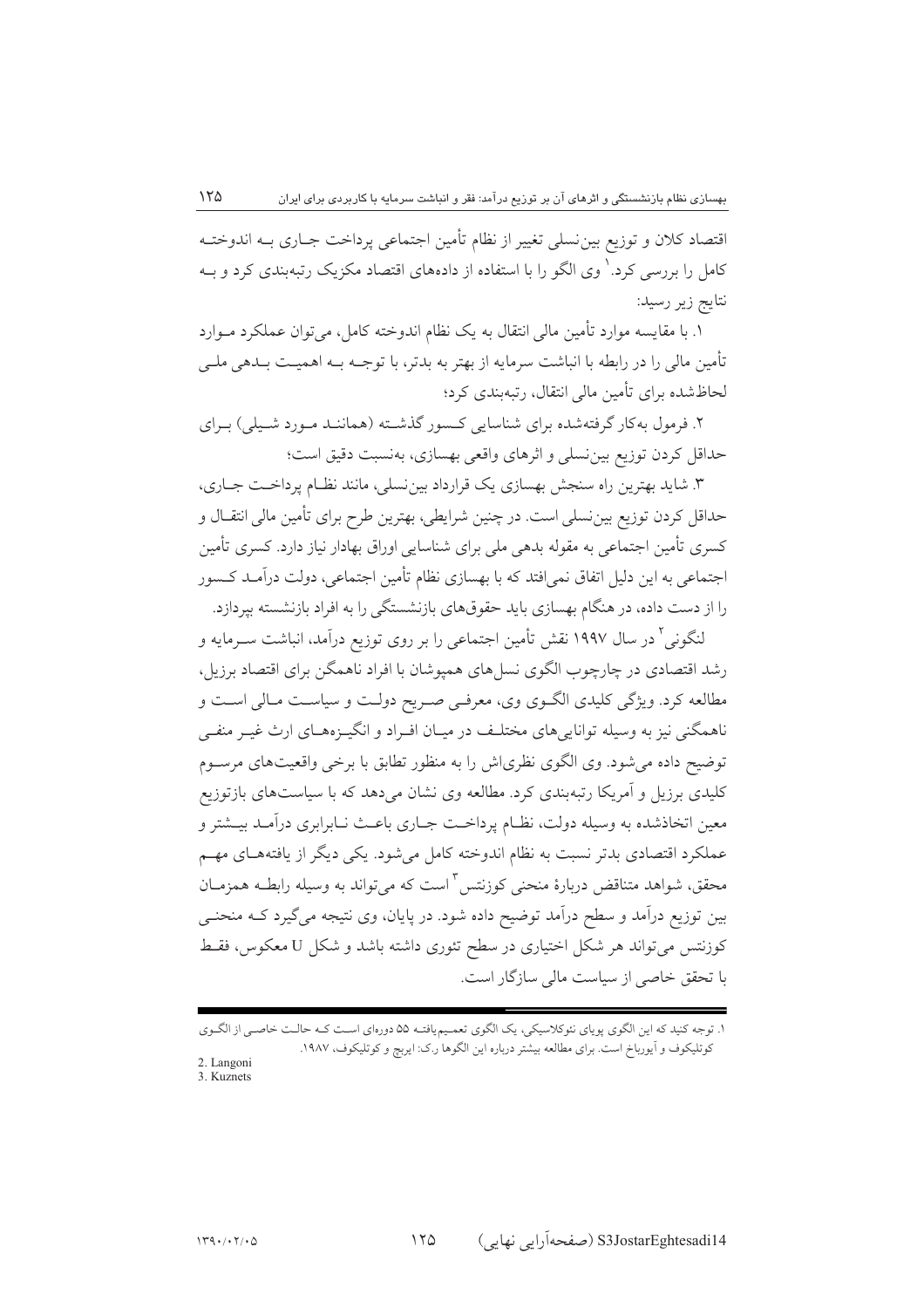اقتصاد کلان و توزیع بین‌نسلی تغییر از نظام تأمین اجتماعی پرداخت جاری به اندوخته کامل را بررسی کرد.[1] وی الگو را با استفاده از داده‌های اقتصاد مکزیک رتبه‌بندی کرد و به نتایج زیر رسید:

۱. با مقایسه موارد تأمین مالی انتقال به یک نظام اندوخته کامل، می‌توان عملکرد موارد تأمین مالی را در رابطه با انباشت سرمایه از بهتر به بدتر، با توجه به اهمیت بدهی ملی لحاظ‌شده برای تأمین مالی انتقال، رتبه‌بندی کرد؛

۲. فرمول به‌کار گرفته‌شده برای شناسایی کسور گذشته (همانند مورد شیلی) برای حداقل کردن توزیع بین‌نسلی و اثرهای واقعی بهسازی، به‌نسبت دقیق است؛

۳. شاید بهترین راه سنجش بهسازی یک قرارداد بین‌نسلی، مانند نظام پرداخت جاری، حداقل کردن توزیع بین‌نسلی است. در چنین شرایطی، بهترین طرح برای تأمین مالی انتقال و کسری تأمین اجتماعی به مقوله بدهی ملی برای شناسایی اوراق بهادار نیاز دارد. کسری تأمین اجتماعی به این دلیل اتفاق نمی‌افتد که با بهسازی نظام تأمین اجتماعی، دولت درآمد کسور را از دست داده، در هنگام بهسازی باید حقوق‌های بازنشستگی را به افراد بازنشسته بپردازد.

لنگونی[2] در سال ۱۹۹۷ نقش تأمین اجتماعی را بر روی توزیع درآمد، انباشت سرمایه و رشد اقتصادی در چارچوب الگوی نسل‌های همپوشان با افراد ناهمگن برای اقتصاد برزیل، مطالعه کرد. ویژگی کلیدی الگوی وی، معرفی صریح دولت و سیاست مالی است و ناهمگنی نیز به وسیله توانایی‌های مختلف در میان افراد و انگیزه‌های ارث غیر منفی توضیح داده می‌شود. وی الگوی نظری‌اش را به منظور تطابق با برخی واقعیت‌های مرسوم کلیدی برزیل و آمریکا رتبه‌بندی کرد. مطالعه وی نشان می‌دهد که با سیاست‌های بازتوزیع معین اتخاذشده به وسیله دولت، نظام پرداخت جاری باعث نابرابری درآمد بیشتر و عملکرد اقتصادی بدتر نسبت به نظام اندوخته کامل می‌شود. یکی دیگر از یافته‌های مهم محقق، شواهد متناقض دربارهٔ منحنی کوزنتس[3] است که می‌تواند به وسیله رابطه همزمان بین توزیع درآمد و سطح درآمد توضیح داده شود. در پایان، وی نتیجه می‌گیرد که منحنی کوزنتس می‌تواند هر شکل اختیاری در سطح تئوری داشته باشد و شکل U معکوس، فقط با تحقق خاصی از سیاست مالی سازگار است.

---

۱. توجه کنید که این الگوی پویای نئوکلاسیکی، یک الگوی تعمیم‌یافته ۵۵ دوره‌ای است که حالت خاصی از الگوی کوتلیکوف و آیورباخ است. برای مطالعه بیشتر درباره این الگوها ر.ک: ایربچ و کوتلیکوف، ۱۹۸۷.

2. Langoni

3. Kuznets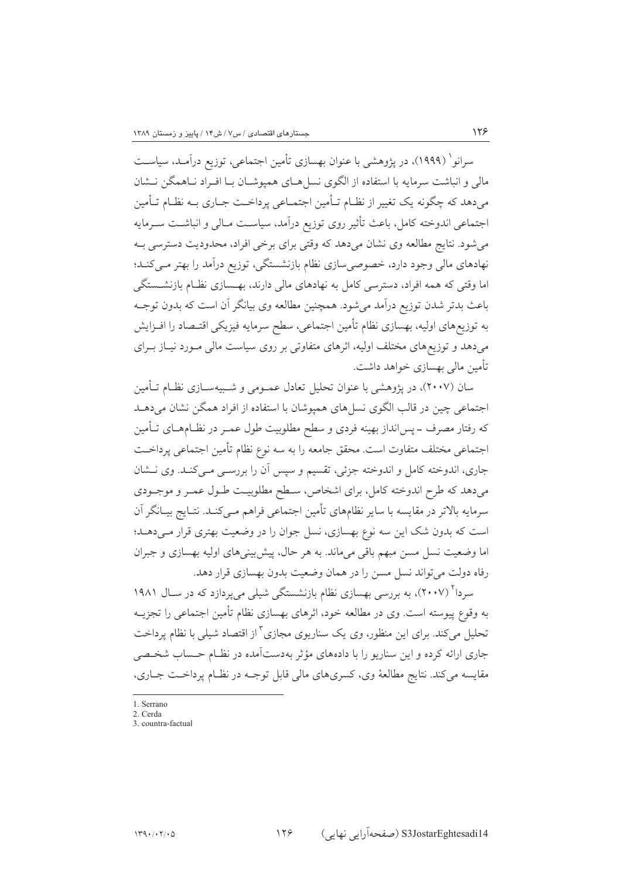سرانو[1] (۱۹۹۹)، در پژوهشی با عنوان بهسازی تأمین اجتماعی، توزیع درآمد، سیاست مالی و انباشت سرمایه با استفاده از الگوی نسل‌های همپوشان با افراد ناهمگن نشان می‌دهد که چگونه یک تغییر از نظام تأمین اجتماعی پرداخت جاری به نظام تأمین اجتماعی اندوخته کامل، باعث تأثیر روی توزیع درآمد، سیاست مالی و انباشت سرمایه می‌شود. نتایج مطالعه وی نشان می‌دهد که وقتی برای برخی افراد، محدودیت دسترسی به نهادهای مالی وجود دارد، خصوصی‌سازی نظام بازنشستگی، توزیع درآمد را بهتر می‌کند؛ اما وقتی که همه افراد، دسترسی کامل به نهادهای مالی دارند، بهسازی نظام بازنشستگی باعث بدتر شدن توزیع درآمد می‌شود. همچنین مطالعه وی بیانگر آن است که بدون توجه به توزیع‌های اولیه، بهسازی نظام تأمین اجتماعی، سطح سرمایه فیزیکی اقتصاد را افزایش می‌دهد و توزیع‌های مختلف اولیه، اثرهای متفاوتی بر روی سیاست مالی مورد نیاز برای تأمین مالی بهسازی خواهد داشت.

سان (۲۰۰۷)، در پژوهشی با عنوان تحلیل تعادل عمومی و شبیه‌سازی نظام تأمین اجتماعی چین در قالب الگوی نسل‌های همپوشان با استفاده از افراد همگن نشان می‌دهد که رفتار مصرف ـ پس‌انداز بهینه فردی و سطح مطلوبیت طول عمر در نظام‌های تأمین اجتماعی مختلف متفاوت است. محقق جامعه را به سه نوع نظام تأمین اجتماعی پرداخت جاری، اندوخته کامل و اندوخته جزئی، تقسیم و سپس آن را بررسی می‌کند. وی نشان می‌دهد که طرح اندوخته کامل، برای اشخاص، سطح مطلوبیت طول عمر و موجودی سرمایه بالاتر در مقایسه با سایر نظام‌های تأمین اجتماعی فراهم می‌کند. نتایج بیانگر آن است که بدون شک این سه نوع بهسازی، نسل جوان را در وضعیت بهتری قرار می‌دهد؛ اما وضعیت نسل مسن مبهم باقی می‌ماند. به هر حال، پیش‌بینی‌های اولیه بهسازی و جبران رفاه دولت می‌تواند نسل مسن را در همان وضعیت بدون بهسازی قرار دهد.

سردا[2] (۲۰۰۷)، به بررسی بهسازی نظام بازنشستگی شیلی می‌پردازد که در سال ۱۹۸۱ به وقوع پیوسته است. وی در مطالعه خود، اثرهای بهسازی نظام تأمین اجتماعی را تجزیه تحلیل می‌کند. برای این منظور، وی یک سناریوی مجازی[3] از اقتصاد شیلی با نظام پرداخت جاری ارائه کرده و این سناریو را با داده‌های مؤثر به‌دست‌آمده در نظام حساب شخصی مقایسه می‌کند. نتایج مطالعهٔ وی، کسری‌های مالی قابل توجه در نظام پرداخت جاری،

---

1. Serrano
2. Cerda
3. countra-factual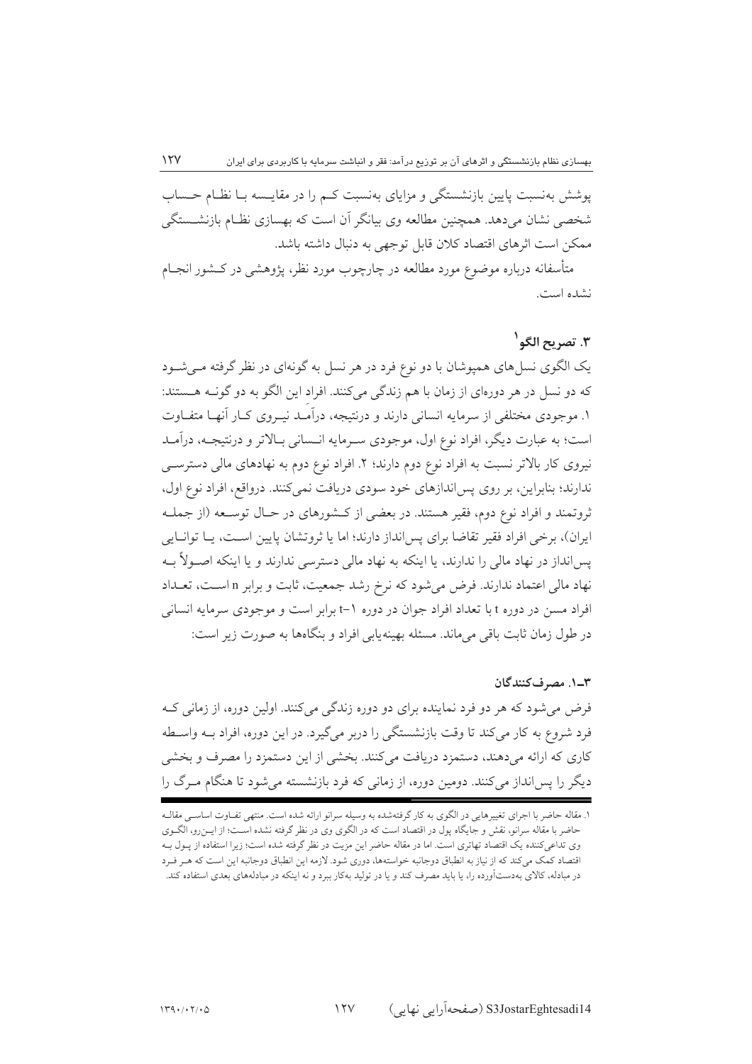پوشش به‌نسبت پایین بازنشستگی و مزایای به‌نسبت کم را در مقایسه با نظام حساب شخصی نشان می‌دهد. همچنین مطالعه وی بیانگر آن است که بهسازی نظام بازنشستگی ممکن است اثرهای اقتصاد کلان قابل توجهی به دنبال داشته باشد.

متأسفانه درباره موضوع مورد مطالعه در چارچوب مورد نظر، پژوهشی در کشور انجام نشده است.

## ۳. تصریح الگو[1]

یک الگوی نسل‌های همپوشان با دو نوع فرد در هر نسل به گونه‌ای در نظر گرفته می‌شود که دو نسل در هر دوره‌ای از زمان با هم زندگی می‌کنند. افراد این الگو به دو گونه هستند: ۱. موجودی مختلفی از سرمایه انسانی دارند و درنتیجه، درآمد نیروی کار آنها متفاوت است؛ به عبارت دیگر، افراد نوع اول، موجودی سرمایه انسانی بالاتر و درنتیجه، درآمد نیروی کار بالاتر نسبت به افراد نوع دوم دارند؛ ۲. افراد نوع دوم به نهادهای مالی دسترسی ندارند؛ بنابراین، بر روی پس‌اندازهای خود سودی دریافت نمی‌کنند. درواقع، افراد نوع اول، ثروتمند و افراد نوع دوم، فقیر هستند. در بعضی از کشورهای در حال توسعه (از جمله ایران)، برخی افراد فقیر تقاضا برای پس‌انداز دارند؛ اما یا ثروتشان پایین است، یا توانایی پس‌انداز در نهاد مالی را ندارند، یا اینکه به نهاد مالی دسترسی ندارند و یا اینکه اصولاً به نهاد مالی اعتماد ندارند. فرض می‌شود که نرخ رشد جمعیت، ثابت و برابر n است، تعداد افراد مسن در دوره t با تعداد افراد جوان در دوره $t-1$ برابر است و موجودی سرمایه انسانی در طول زمان ثابت باقی می‌ماند. مسئله بهینه‌یابی افراد و بنگاه‌ها به صورت زیر است:

### ۳ـ۱. مصرف‌کنندگان

فرض می‌شود که هر دو فرد نماینده برای دو دوره زندگی می‌کنند. اولین دوره، از زمانی که فرد شروع به کار می‌کند تا وقت بازنشستگی را دربر می‌گیرد. در این دوره، افراد به واسطه کاری که ارائه می‌دهند، دستمزد دریافت می‌کنند. بخشی از این دستمزد را مصرف و بخشی دیگر را پس‌انداز می‌کنند. دومین دوره، از زمانی که فرد بازنشسته می‌شود تا هنگام مرگ را

---

[1] مقاله حاضر با اجرای تغییرهایی در الگوی به کار گرفته‌شده به وسیله سرانو ارائه شده است. منتهی تفاوت اساسی مقاله حاضر با مقاله سرانو، نقش و جایگاه پول در اقتصاد است که در الگوی وی در نظر گرفته نشده است؛ از این‌رو، الگوی وی تداعی‌کننده یک اقتصاد تهاتری است. اما در مقاله حاضر این مزیت در نظر گرفته شده است؛ زیرا استفاده از پول به اقتصاد کمک می‌کند که از نیاز به انطباق دوجانبه خواسته‌ها، دوری شود. لازمه این انطباق دوجانبه این است که هر فرد در مبادله، کالای به‌دست‌آورده را، یا باید مصرف کند و یا در تولید به‌کار ببرد و نه اینکه در مبادله‌های بعدی استفاده کند.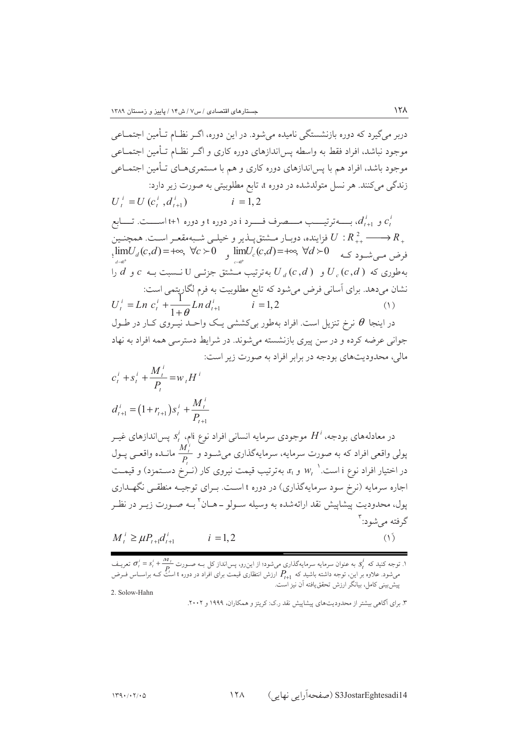دربر می‌گیرد که دوره بازنشستگی نامیده می‌شود. در این دوره، اگـر نظـام تـأمین اجتمـاعی موجود نباشد، افراد فقط به واسطه پس‌اندازهای دوره کاری و اگـر نظـام تـأمین اجتمـاعی موجود باشد، افراد هم با پس‌اندازهای دوره کاری و هم با مستمری‌هـای تـأمین اجتمـاعی زندگی می‌کنند. هر نسل متولدشده در دوره t، تابع مطلوبیتی به صورت زیر دارد:

$$U_t^i = U(c_t^i, d_{t+1}^i) \qquad i = 1,2$$

$c_t^i$ و $d_{t+1}^i$، بـه‌ترتیـب مـصرف فـرد i در دوره t و دوره t+1 اسـت. تـابع $U: R_{++}^2 \longrightarrow R_+$ فزاینده، دوبـار مـشتق‌پـذیر و خیلـی شـبه‌مقعـر اسـت. همچنـین فرض مـی‌شـود کـه $\lim_{c \to 0^+} U_c(c,d) = +\infty, \ \forall d \succ 0$ و $\lim_{d \to 0^+} U_d(c,d) = +\infty, \ \forall c \succ 0$؛ به‌طوری که $U_c(c,d)$ و $U_d(c,d)$ به‌ترتیب مـشتق جزئـی U نـسبت بـه $c$ و $d$ را نشان می‌دهد. برای آسانی فرض می‌شود که تابع مطلوبیت به فرم لگاریتمی است:

$$U_t^i = Ln\, c_t^i + \frac{1}{1+\theta} Ln\, d_{t+1}^i \qquad i = 1,2 \tag{1}$$

در اینجا $\theta$ نرخ تنزیل است. افراد به‌طور بی‌کششی یـک واحـد نیـروی کـار در طـول جوانی عرضه کرده و در سن پیری بازنشسته می‌شوند. در شرایط دسترسی همه افراد به نهاد مالی، محدودیت‌های بودجه در برابر افراد به صورت زیر است:

$$c_t^i + s_t^i + \frac{M_t^i}{P_t} = w_t H^i$$

$$d_{t+1}^i = (1 + r_{t+1}) s_t^i + \frac{M_t^i}{P_{t+1}}$$

در معادله‌های بودجه، $H^i$ موجودی سرمایه انسانی افراد نوع iام، $s_t^i$ پس‌اندازهای غیـر پولی واقعی افراد که به صورت سرمایه، سرمایه‌گذاری می‌شـود و $\frac{M_t^i}{P_t}$ مانـده واقعـی پـول در اختیار افراد نوع i است.[1] $w_t$ و $r_t$، به‌ترتیب قیمت نیروی کار (نـرخ دسـتمزد) و قیمـت اجاره سرمایه (نرخ سود سرمایه‌گذاری) در دوره t اسـت. بـرای توجیـه منطقـی نگهـداری پول، محدودیت پیشاپیش نقد ارائه‌شده به وسیله سـولو ـ هـان[2] بـه صـورت زیـر در نظـر گرفته می‌شود:[3]

$$M_t^i \geq \mu P_{t+1} d_{t+1}^i \qquad i = 1,2 \tag{1'}$$

---

۱. توجه کنید که $s_t^i$ به عنوان سرمایه سرمایه‌گذاری می‌شود؛ از این‌رو، پس‌انداز کل بـه صـورت $\sigma_t^i = s_t^i + \frac{M_t}{P_t}$ تعریـف می‌شود. علاوه بر این، توجه داشته باشید که $P_{t+1}$ ارزش انتظاری قیمت برای افراد در دوره t است کـه براسـاس فـرض پیش‌بینی کامل، بیانگر ارزش تحقق‌یافته آن نیز است.

2. Solow-Hahn

۳. برای آگاهی بیشتر از محدودیت‌های پیشاپیش نقد ر.ک: کریتز و همکاران، ۱۹۹۹ و ۲۰۰۲.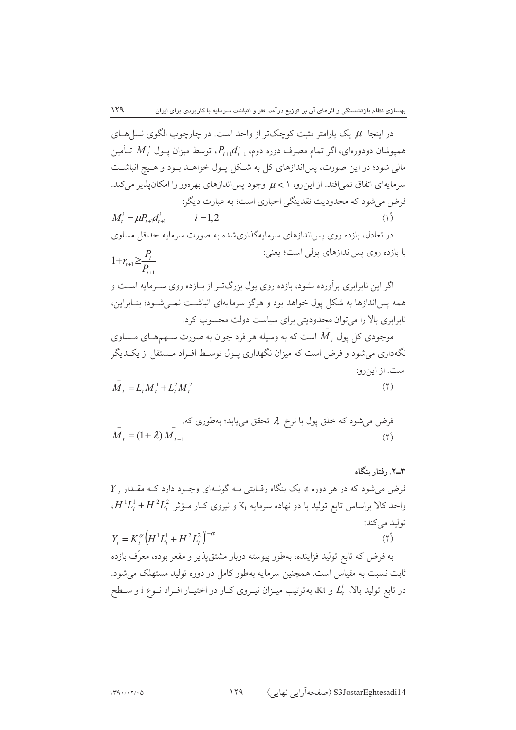در اینجا $\mu$ یک پارامتر مثبت کوچک‌تر از واحد است. در چارچوب الگوی نسل‌های همپوشان دودوره‌ای، اگر تمام مصرف دوره دوم، $P_{t+1}d_{t+1}^{i}$، توسط میزان پول $M_t^i$ تأمین مالی شود؛ در این صورت، پس‌اندازهای کل به شکل پول خواهد بود و هیچ انباشت سرمایه‌ای اتفاق نمی‌افتد. از این‌رو، $\mu < 1$ وجود پس‌اندازهای بهره‌ور را امکان‌پذیر می‌کند. فرض می‌شود که محدودیت نقدینگی اجباری است؛ به عبارت دیگر:

$$M_t^i = \mu P_{t+1} d_{t+1}^i \qquad i = 1,2 \tag{1'}$$

در تعادل، بازده روی پس‌اندازهای سرمایه‌گذاری‌شده به صورت سرمایه حداقل مساوی با بازده روی پس‌اندازهای پولی است؛ یعنی:

$$1 + r_{t+1} \geq \frac{P_t}{P_{t+1}}$$

اگر این نابرابری برآورده نشود، بازده روی پول بزرگ‌تر از بازده روی سرمایه است و همه پس‌اندازها به شکل پول خواهد بود و هرگز سرمایه‌ای انباشت نمی‌شود؛ بنابراین، نابرابری بالا را می‌توان محدودیتی برای سیاست دولت محسوب کرد.

موجودی کل پول $\bar{M}_t$ است که به وسیله هر فرد جوان به صورت سهم‌های مساوی نگه‌داری می‌شود و فرض است که میزان نگهداری پول توسط افراد مستقل از یکدیگر است. از این‌رو:

$$\bar{M}_t = L_t^1 M_t^1 + L_t^2 M_t^2 \tag{2}$$

فرض می‌شود که خلق پول با نرخ $\lambda$ تحقق می‌یابد؛ به‌طوری که:

$$\bar{M}_t = (1+\lambda)\bar{M}_{t-1} \tag{2'}$$

### ۳ــ۲. رفتار بنگاه

فرض می‌شود که در هر دوره t، یک بنگاه رقابتی به گونه‌ای وجود دارد که مقدار $Y_t$ واحد کالا براساس تابع تولید با دو نهاده سرمایه $K_t$ و نیروی کار مؤثر $H^1L_t^1 + H^2L_t^2$، تولید می‌کند:

$$Y_t = K_t^{\alpha}\left(H^1L_t^1 + H^2L_t^2\right)^{1-\alpha} \tag{2''}$$

به فرض که تابع تولید فزاینده، به‌طور پیوسته دوبار مشتق‌پذیر و مقعر بوده، معرّف بازده ثابت نسبت به مقیاس است. همچنین سرمایه به‌طور کامل در دوره تولید مستهلک می‌شود. در تابع تولید بالا، $L_t^i$ و $K_t$، به‌ترتیب میزان نیروی کار در اختیار افراد نوع i و سطح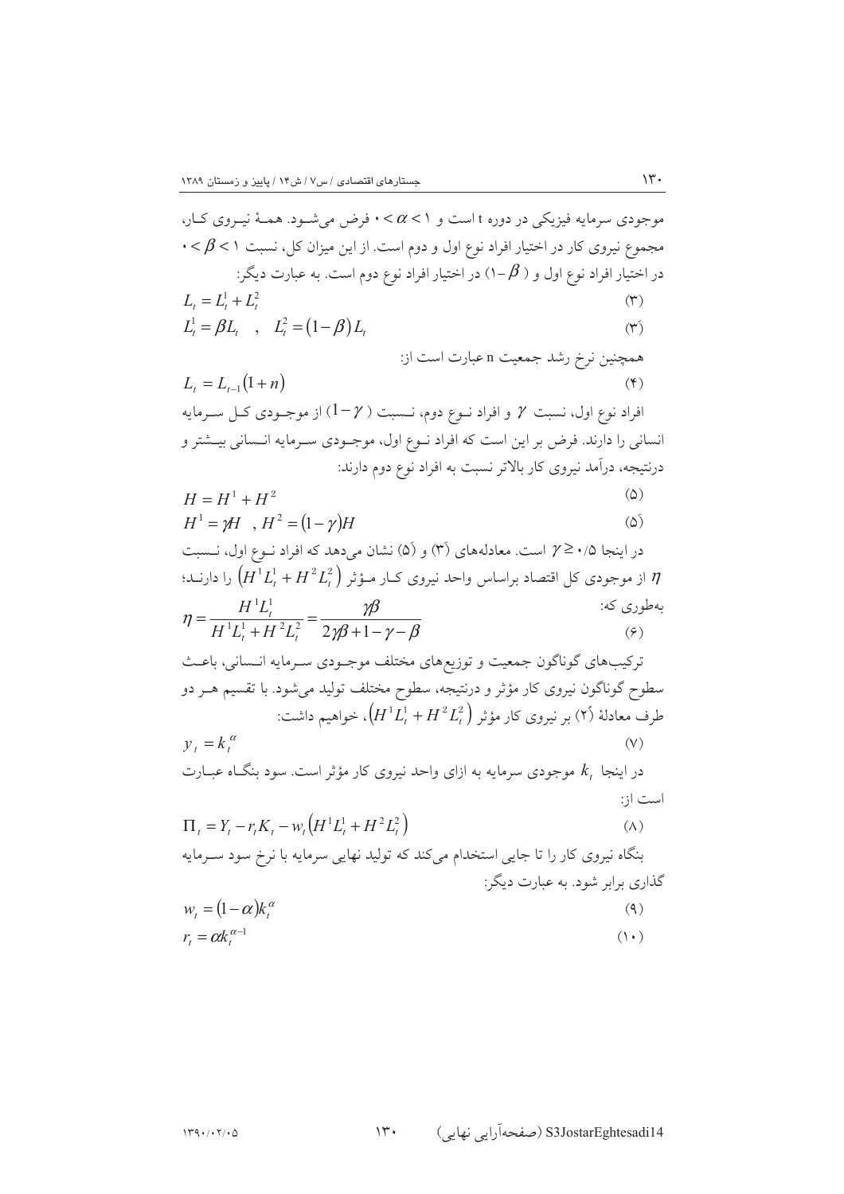موجودی سرمایه فیزیکی در دوره t است و $0 < \alpha < 1$ فرض می‌شود. همهٔ نیروی کار، مجموع نیروی کار در اختیار افراد نوع اول و دوم است. از این میزان کل، نسبت $0 < \beta < 1$ در اختیار افراد نوع اول و $(1-\beta)$ در اختیار افراد نوع دوم است. به عبارت دیگر:

$$L_t = L_t^1 + L_t^2 \qquad (3)$$

$$L_t^1 = \beta L_t \quad , \quad L_t^2 = (1-\beta) L_t \qquad (3')$$

همچنین نرخ رشد جمعیت n عبارت است از:

$$L_t = L_{t-1}(1+n) \qquad (4)$$

افراد نوع اول، نسبت $\gamma$ و افراد نوع دوم، نسبت $(1-\gamma)$ از موجودی کل سرمایه انسانی را دارند. فرض بر این است که افراد نوع اول، موجودی سرمایه انسانی بیشتر و درنتیجه، درآمد نیروی کار بالاتر نسبت به افراد نوع دوم دارند:

$$H = H^1 + H^2 \qquad (5)$$

$$H^1 = \gamma H \quad , H^2 = (1-\gamma) H \qquad (5')$$

در اینجا $\gamma \geq 0/5$ است. معادله‌های (3́) و (5́) نشان می‌دهد که افراد نوع اول، نسبت $\eta$ از موجودی کل اقتصاد براساس واحد نیروی کار مؤثر $\left(H^1 L_t^1 + H^2 L_t^2\right)$ را دارند؛ به‌طوری که:

$$\eta = \frac{H^1 L_t^1}{H^1 L_t^1 + H^2 L_t^2} = \frac{\gamma\beta}{2\gamma\beta + 1 - \gamma - \beta} \qquad (6)$$

ترکیب‌های گوناگون جمعیت و توزیع‌های مختلف موجودی سرمایه انسانی، باعث سطوح گوناگون نیروی کار مؤثر و درنتیجه، سطوح مختلف تولید می‌شود. با تقسیم هر دو طرف معادلهٔ (2́) بر نیروی کار مؤثر $\left(H^1 L_t^1 + H^2 L_t^2\right)$، خواهیم داشت:

$$y_t = k_t^{\alpha} \qquad (7)$$

در اینجا $k_t$ موجودی سرمایه به ازای واحد نیروی کار مؤثر است. سود بنگاه عبارت است از:

$$\Pi_t = Y_t - r_t K_t - w_t\left(H^1 L_t^1 + H^2 L_t^2\right) \qquad (8)$$

بنگاه نیروی کار را تا جایی استخدام می‌کند که تولید نهایی سرمایه با نرخ سود سرمایه گذاری برابر شود. به عبارت دیگر:

$$w_t = (1-\alpha) k_t^{\alpha} \qquad (9)$$

$$r_t = \alpha k_t^{\alpha - 1} \qquad (10)$$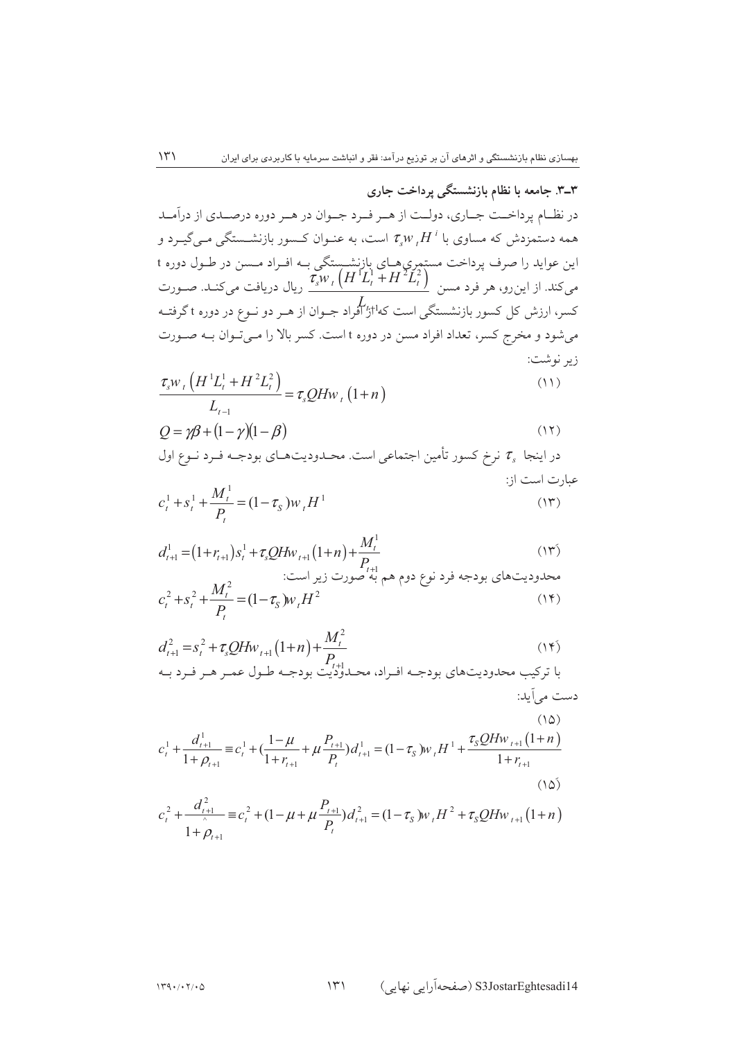### ۳ـ۳. جامعه با نظام بازنشستگی پرداخت جاری

در نظام پرداخت جاری، دولت از هر فرد جوان در هر دوره درصدی از درآمد همه دستمزدش که مساوی با $\tau_s w_t H^i$ است، به عنوان کسور بازنشستگی می‌گیرد و این عواید را صرف پرداخت مستمری‌های بازنشستگی به افراد مسن در طول دوره t می‌کند. از این‌رو، هر فرد مسن $\frac{\tau_s w_t \left(H^1 L_t^1 + H^2 L_t^2\right)}{L_{t-1}}$ ریال دریافت می‌کند. صورت کسر، ارزش کل کسور بازنشستگی است که از افراد جوان از هر دو نوع در دوره t گرفته می‌شود و مخرج کسر، تعداد افراد مسن در دوره t است. کسر بالا را می‌توان به صورت زیر نوشت:

$$\frac{\tau_s w_t \left(H^1 L_t^1 + H^2 L_t^2\right)}{L_{t-1}} = \tau_s Q H w_t \left(1+n\right) \tag{11}$$

$$Q = \gamma\beta + \left(1-\gamma\right)\left(1-\beta\right) \tag{12}$$

در اینجا $\tau_s$ نرخ کسور تأمین اجتماعی است. محدودیت‌های بودجه فرد نوع اول عبارت است از:

$$c_t^1 + s_t^1 + \frac{M_t^1}{P_t} = (1-\tau_S) w_t H^1 \tag{13}$$

$$d_{t+1}^1 = \left(1+r_{t+1}\right) s_t^1 + \tau_s Q H w_{t+1} \left(1+n\right) + \frac{M_t^1}{P_{t+1}} \tag{13'}$$

محدودیت‌های بودجه فرد نوع دوم هم به صورت زیر است:

$$c_t^2 + s_t^2 + \frac{M_t^2}{P_t} = (1-\tau_S) w_t H^2 \tag{14}$$

$$d_{t+1}^2 = s_t^2 + \tau_s Q H w_{t+1} \left(1+n\right) + \frac{M_t^2}{P_{t+1}} \tag{14'}$$

با ترکیب محدودیت‌های بودجه افراد، محدودیت بودجه طول عمر هر فرد به دست می‌آید:

$$c_t^1 + \frac{d_{t+1}^1}{1+\rho_{t+1}} \equiv c_t^1 + \left(\frac{1-\mu}{1+r_{t+1}} + \mu \frac{P_{t+1}}{P_t}\right) d_{t+1}^1 = (1-\tau_S) w_t H^1 + \frac{\tau_S Q H w_{t+1} \left(1+n\right)}{1+r_{t+1}} \tag{15}$$

$$c_t^2 + \frac{d_{t+1}^2}{1+\hat{\rho}_{t+1}} \equiv c_t^2 + \left(1-\mu + \mu \frac{P_{t+1}}{P_t}\right) d_{t+1}^2 = (1-\tau_S) w_t H^2 + \tau_S Q H w_{t+1} \left(1+n\right) \tag{15'}$$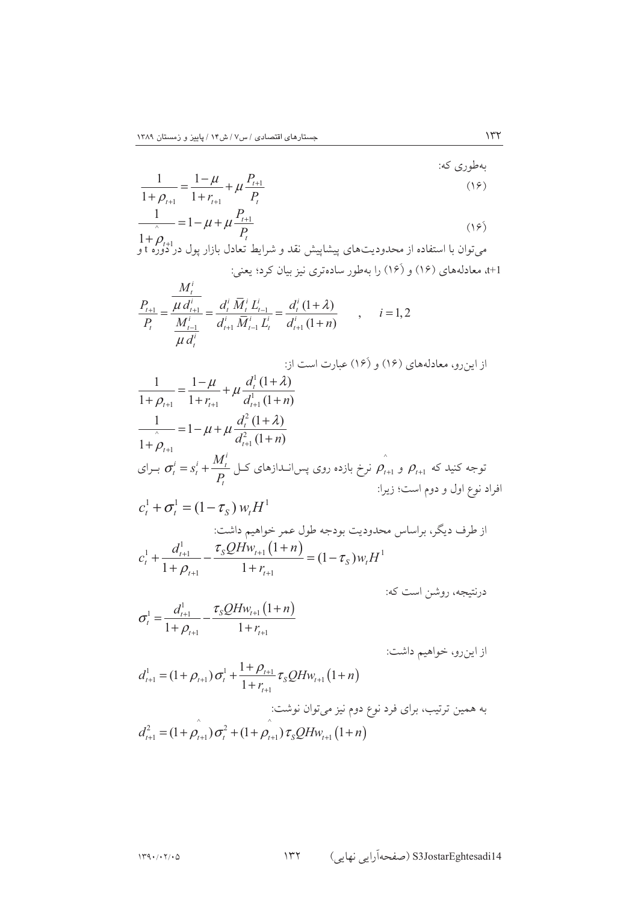به‌طوری که:

$$\frac{1}{1+\rho_{t+1}} = \frac{1-\mu}{1+r_{t+1}} + \mu \frac{P_{t+1}}{P_t} \tag{۱۶}$$

$$\frac{1}{1+\hat{\rho}_{t+1}} = 1-\mu + \mu \frac{P_{t+1}}{P_t} \tag{۱۶َ}$$

می‌توان با استفاده از محدودیت‌های پیشاپیش نقد و شرایط تعادل بازار پول در دوره t و t+1، معادله‌های (۱۶) و (۱۶َ) را به‌طور ساده‌تری نیز بیان کرد؛ یعنی:

$$\frac{P_{t+1}}{P_t} = \frac{\dfrac{M_t^i}{\mu\, d_{t+1}^i}}{\dfrac{M_{t-1}^i}{\mu\, d_t^i}} = \frac{d_t^i\, \bar{M}_t^i\, L_{t-1}^i}{d_{t+1}^i\, \bar{M}_{t-1}^i\, L_t^i} = \frac{d_t^i\,(1+\lambda)}{d_{t+1}^i\,(1+n)} \quad , \quad i=1,2$$

از این‌رو، معادله‌های (۱۶) و (۱۶َ) عبارت است از:

$$\frac{1}{1+\rho_{t+1}} = \frac{1-\mu}{1+r_{t+1}} + \mu \frac{d_t^1\,(1+\lambda)}{d_{t+1}^1\,(1+n)}$$

$$\frac{1}{1+\hat{\rho}_{t+1}} = 1-\mu + \mu \frac{d_t^2\,(1+\lambda)}{d_{t+1}^2\,(1+n)}$$

توجه کنید که $\rho_{t+1}$ و $\hat{\rho}_{t+1}$ نرخ بازده روی پس‌اندازهای کل $\sigma_t^i = s_t^i + \frac{M_t^i}{P_t}$ برای افراد نوع اول و دوم است؛ زیرا:

$$c_t^1 + \sigma_t^1 = (1-\tau_S)\, w_t H^1$$

از طرف دیگر، براساس محدودیت بودجه طول عمر خواهیم داشت:

$$c_t^1 + \frac{d_{t+1}^1}{1+\rho_{t+1}} - \frac{\tau_S Q H w_{t+1}(1+n)}{1+r_{t+1}} = (1-\tau_S)\, w_t H^1$$

درنتیجه، روشن است که:

$$\sigma_t^1 = \frac{d_{t+1}^1}{1+\rho_{t+1}} - \frac{\tau_S Q H w_{t+1}(1+n)}{1+r_{t+1}}$$

از این‌رو، خواهیم داشت:

$$d_{t+1}^1 = (1+\rho_{t+1})\,\sigma_t^1 + \frac{1+\rho_{t+1}}{1+r_{t+1}}\,\tau_S Q H w_{t+1}(1+n)$$

به همین ترتیب، برای فرد نوع دوم نیز می‌توان نوشت:

$$d_{t+1}^2 = (1+\hat{\rho}_{t+1})\,\sigma_t^2 + (1+\hat{\rho}_{t+1})\,\tau_S Q H w_{t+1}(1+n)$$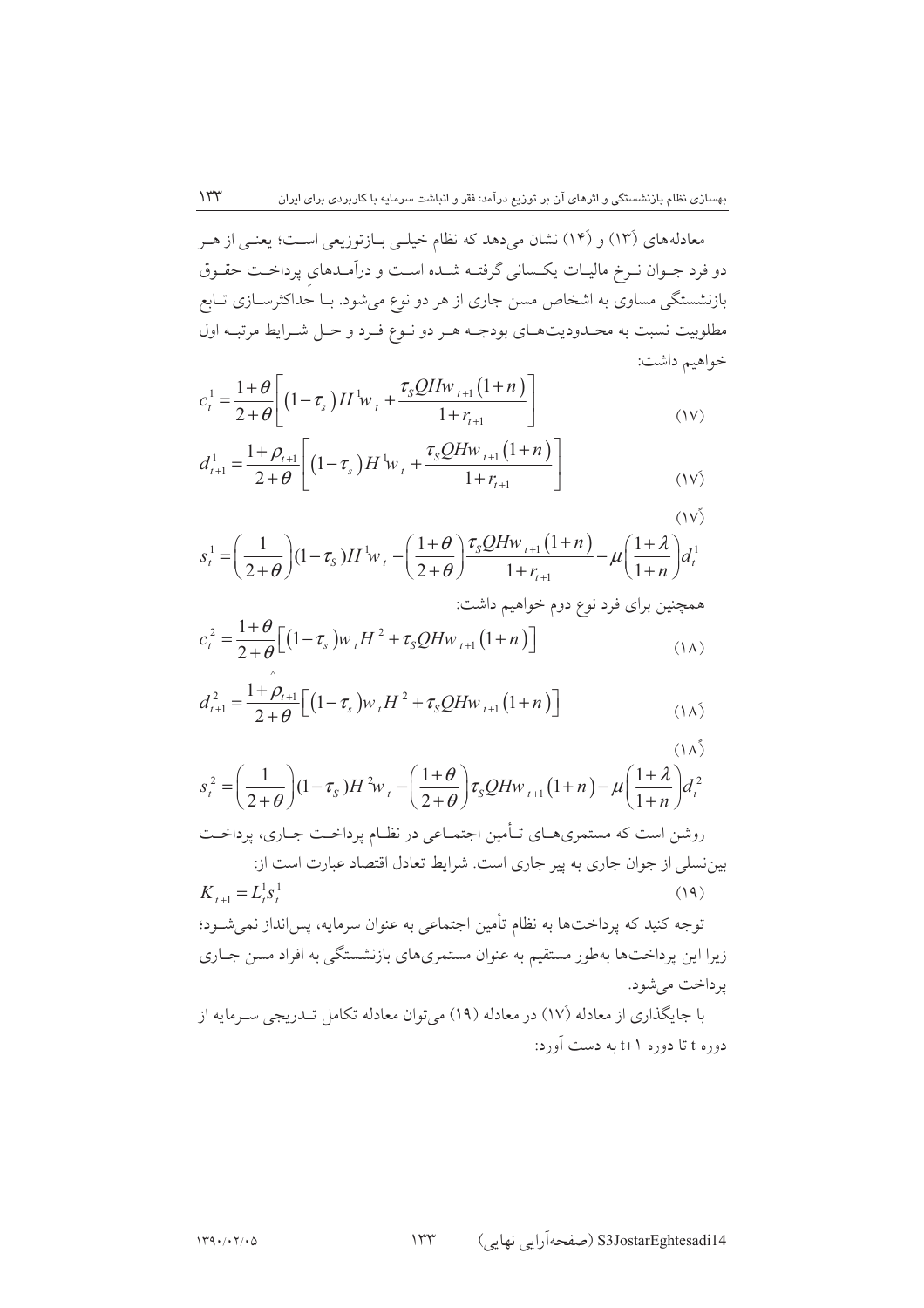معادله‌های (۱۳) و (۱۴) نشان می‌دهد که نظام خیلی بازتوزیعی است؛ یعنی از هر دو فرد جوان نرخ مالیات یکسانی گرفته شده است و درآمدهای پرداخت حقوق بازنشستگی مساوی به اشخاص مسن جاری از هر دو نوع می‌شود. با حداکثرسازی تابع مطلوبیت نسبت به محدودیت‌های بودجه هر دو نوع فرد و حل شرایط مرتبه اول خواهیم داشت:

$$c_t^1 = \frac{1+\theta}{2+\theta}\left[\left(1-\tau_s\right)H^1 w_t + \frac{\tau_S QHw_{t+1}\left(1+n\right)}{1+r_{t+1}}\right] \tag{۱۷}$$

$$d_{t+1}^1 = \frac{1+\rho_{t+1}}{2+\theta}\left[\left(1-\tau_s\right)H^1 w_t + \frac{\tau_S QHw_{t+1}\left(1+n\right)}{1+r_{t+1}}\right] \tag{۱۷َ}$$

$$s_t^1 = \left(\frac{1}{2+\theta}\right)(1-\tau_S)H^1 w_t - \left(\frac{1+\theta}{2+\theta}\right)\frac{\tau_S QHw_{t+1}\left(1+n\right)}{1+r_{t+1}} - \mu\left(\frac{1+\lambda}{1+n}\right)d_t^1 \tag{۱۷ً}$$

همچنین برای فرد نوع دوم خواهیم داشت:

$$c_t^2 = \frac{1+\theta}{2+\theta}\left[\left(1-\tau_s\right)w_t H^2 + \tau_S QHw_{t+1}\left(1+n\right)\right] \tag{۱۸}$$

$$d_{t+1}^2 = \frac{1+\hat{\rho}_{t+1}}{2+\theta}\left[\left(1-\tau_s\right)w_t H^2 + \tau_S QHw_{t+1}\left(1+n\right)\right] \tag{۱۸َ}$$

$$s_t^2 = \left(\frac{1}{2+\theta}\right)(1-\tau_S)H^2 w_t - \left(\frac{1+\theta}{2+\theta}\right)\tau_S QHw_{t+1}\left(1+n\right) - \mu\left(\frac{1+\lambda}{1+n}\right)d_t^2 \tag{۱۸ً}$$

روشن است که مستمری‌های تأمین اجتماعی در نظام پرداخت جاری، پرداخت بین‌نسلی از جوان جاری به پیر جاری است. شرایط تعادل اقتصاد عبارت است از:

$$K_{t+1} = L_t^1 s_t^1 \tag{۱۹}$$

توجه کنید که پرداخت‌ها به نظام تأمین اجتماعی به عنوان سرمایه، پس‌انداز نمی‌شود؛ زیرا این پرداخت‌ها به‌طور مستقیم به عنوان مستمری‌های بازنشستگی به افراد مسن جاری پرداخت می‌شود.

با جایگذاری از معادله (۱۷َ) در معادله (۱۹) می‌توان معادله تکامل تدریجی سرمایه از دوره t تا دوره t+1 به دست آورد: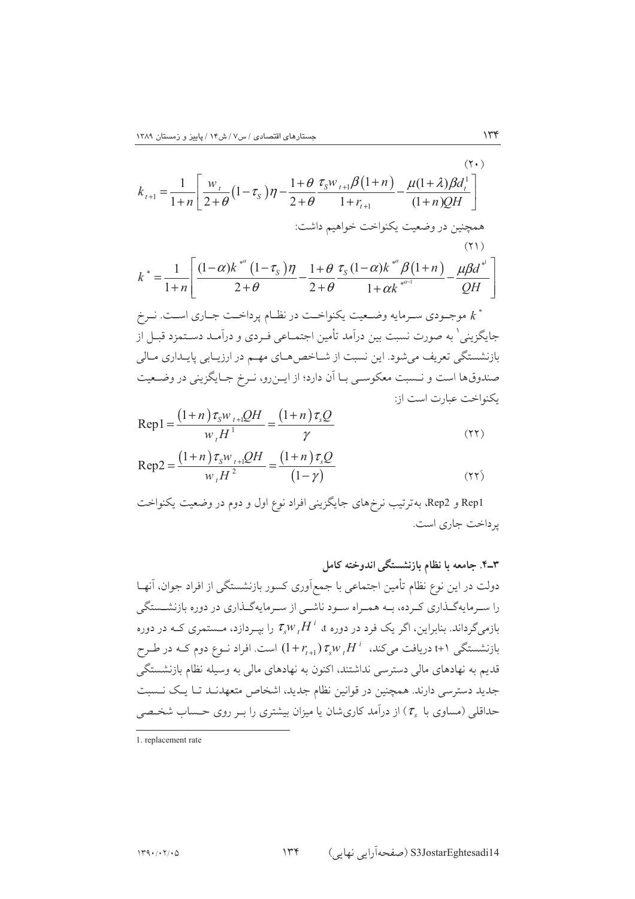$$k_{t+1}=\frac{1}{1+n}\left[\frac{w_t}{2+\theta}(1-\tau_S)\eta-\frac{1+\theta}{2+\theta}\frac{\tau_S w_{t+1}\beta(1+n)}{1+r_{t+1}}-\frac{\mu(1+\lambda)\beta d_t^1}{(1+n)QH}\right] \tag{۲۰}$$

همچنین در وضعیت یکنواخت خواهیم داشت:

$$k^*=\frac{1}{1+n}\left[\frac{(1-\alpha)k^{*\alpha}(1-\tau_S)\eta}{2+\theta}-\frac{1+\theta}{2+\theta}\frac{\tau_S(1-\alpha)k^{*\alpha}\beta(1+n)}{1+\alpha k^{*\alpha-1}}-\frac{\mu\beta d^{*1}}{QH}\right] \tag{۲۱}$$

$k^*$ موجودی سرمایه وضعیت یکنواخت در نظام پرداخت جاری است. نرخ جایگزینی[1] به صورت نسبت بین درآمد تأمین اجتماعی فردی و درآمد دستمزد قبل از بازنشستگی تعریف می‌شود. این نسبت از شاخص‌های مهم در ارزیابی پایداری مالی صندوق‌ها است و نسبت معکوسی با آن دارد؛ از این‌رو، نرخ جایگزینی در وضعیت یکنواخت عبارت است از:

$$\text{Rep1}=\frac{(1+n)\tau_S w_{t+1}QH}{w_t H^1}=\frac{(1+n)\tau_s Q}{\gamma} \tag{۲۲}$$

$$\text{Rep2}=\frac{(1+n)\tau_S w_{t+1}QH}{w_t H^2}=\frac{(1+n)\tau_s Q}{(1-\gamma)} \tag{۲۲́}$$

Rep1 و Rep2، به‌ترتیب نرخ‌های جایگزینی افراد نوع اول و دوم در وضعیت یکنواخت پرداخت جاری است.

### ۳ـ۴. جامعه با نظام بازنشستگی اندوخته کامل

دولت در این نوع نظام تأمین اجتماعی با جمع‌آوری کسور بازنشستگی از افراد جوان، آنها را سرمایه‌گذاری کرده، به همراه سود ناشی از سرمایه‌گذاری در دوره بازنشستگی بازمی‌گرداند. بنابراین، اگر یک فرد در دوره t، $\tau_s w_t H^i$ را بپردازد، مستمری که در دوره بازنشستگی t+1 دریافت می‌کند، $(1+r_{t+1})\tau_s w_t H^i$ است. افراد نوع دوم که در طرح قدیم به نهادهای مالی دسترسی نداشتند، اکنون به نهادهای مالی به وسیله نظام بازنشستگی جدید دسترسی دارند. همچنین در قوانین نظام جدید، اشخاص متعهدند تا یک نسبت حداقلی (مساوی با $\tau_s$) از درآمد کاری‌شان یا میزان بیشتری را بر روی حساب شخصی

---

1. replacement rate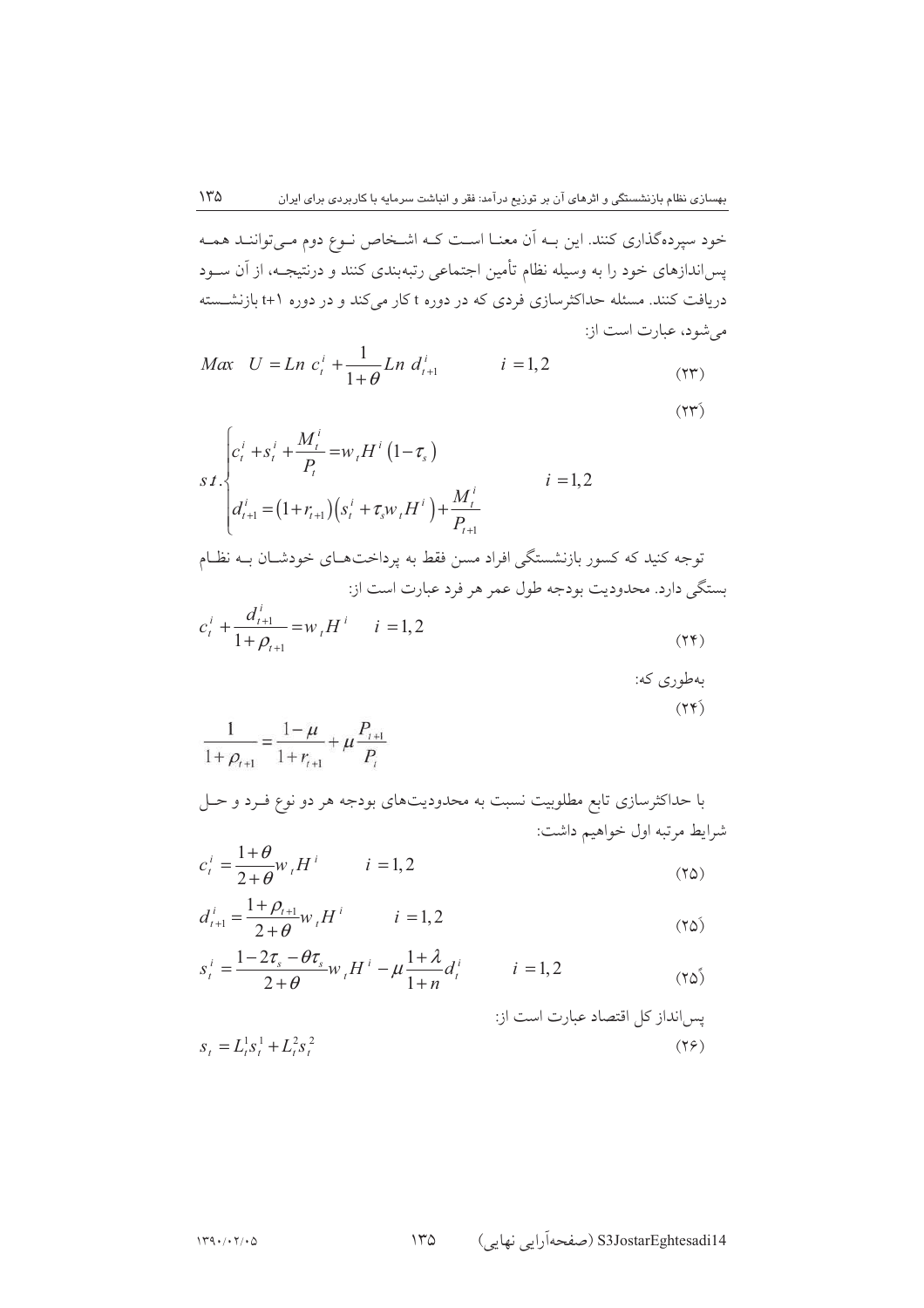خود سپرده‌گذاری کنند. این بـه آن معنـا اسـت کـه اشـخاص نـوع دوم مـی‌تواننـد همـه پس‌اندازهای خود را به وسیله نظام تأمین اجتماعی رتبه‌بندی کنند و درنتیجـه، از آن سـود دریافت کنند. مسئله حداکثرسازی فردی که در دوره t کار می‌کند و در دوره t+1 بازنشسـته می‌شود، عبارت است از:

$$Max \quad U = Ln\ c_t^i + \frac{1}{1+\theta} Ln\ d_{t+1}^i \qquad i = 1,2 \tag{۲۳}$$

$$s.t.\begin{cases} c_t^i + s_t^i + \dfrac{M_t^i}{P_t} = w_t H^i \left(1-\tau_s\right) \\ d_{t+1}^i = \left(1+r_{t+1}\right)\left(s_t^i + \tau_s w_t H^i\right) + \dfrac{M_t^i}{P_{t+1}} \end{cases} \qquad i = 1,2 \tag{۲۳´}$$

توجه کنید که کسور بازنشستگی افراد مسن فقط به پرداخت‌هـای خودشـان بـه نظـام بستگی دارد. محدودیت بودجه طول عمر هر فرد عبارت است از:

$$c_t^i + \frac{d_{t+1}^i}{1+\rho_{t+1}} = w_t H^i \qquad i = 1,2 \tag{۲۴}$$

به‌طوری که:

$$\frac{1}{1+\rho_{t+1}} = \frac{1-\mu}{1+r_{t+1}} + \mu \frac{P_{t+1}}{P_t} \tag{۲۴´}$$

با حداکثرسازی تابع مطلوبیت نسبت به محدودیت‌های بودجه هر دو نوع فـرد و حـل شرایط مرتبه اول خواهیم داشت:

$$c_t^i = \frac{1+\theta}{2+\theta} w_t H^i \qquad i = 1,2 \tag{۲۵}$$

$$d_{t+1}^i = \frac{1+\rho_{t+1}}{2+\theta} w_t H^i \qquad i = 1,2 \tag{۲۵´}$$

$$s_t^i = \frac{1-2\tau_s - \theta\tau_s}{2+\theta} w_t H^i - \mu \frac{1+\lambda}{1+n} d_t^i \qquad i = 1,2 \tag{۲۵˝}$$

پس‌انداز کل اقتصاد عبارت است از:

$$s_t = L_t^1 s_t^1 + L_t^2 s_t^2 \tag{۲۶}$$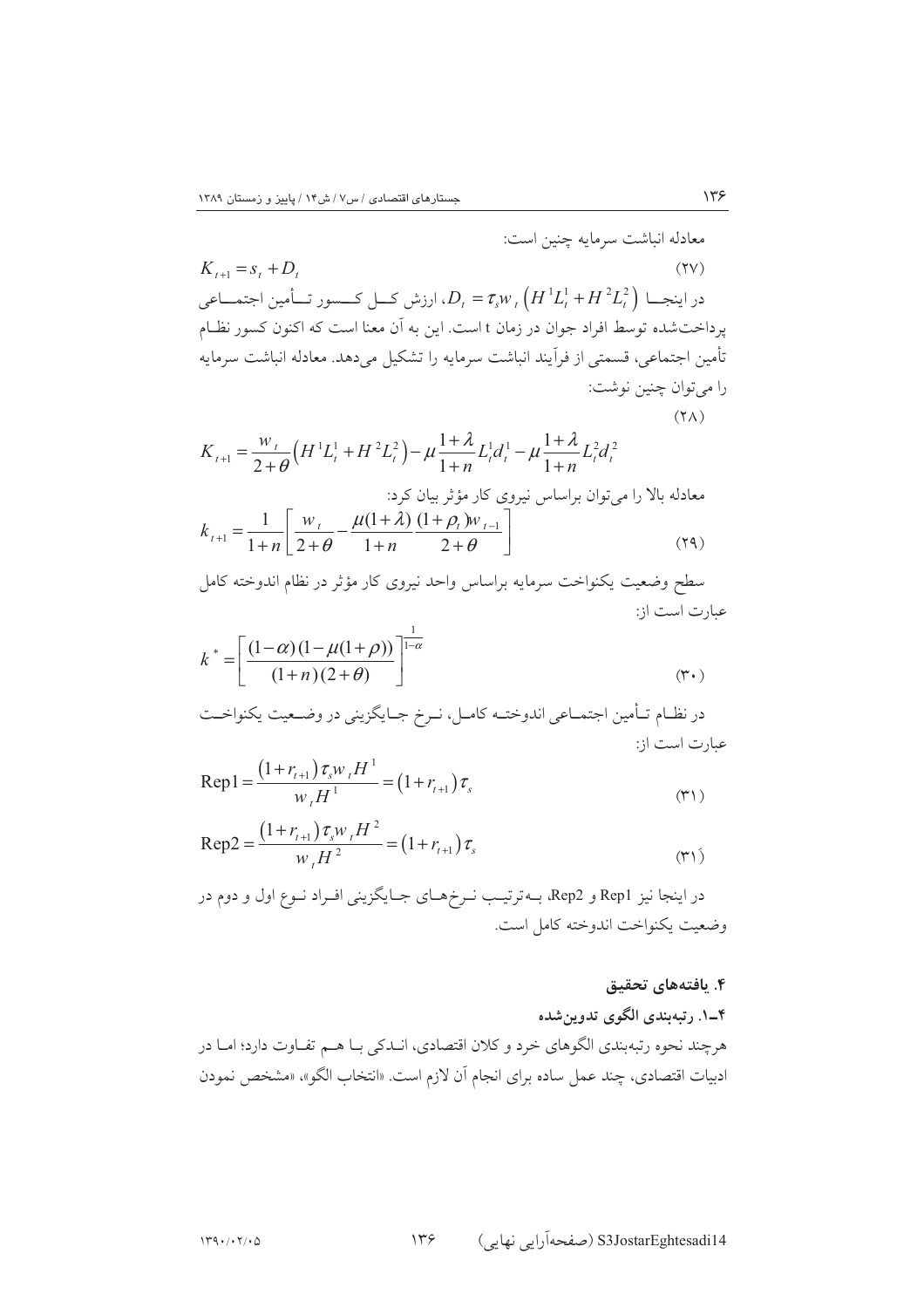معادله انباشت سرمایه چنین است:

$$K_{t+1} = s_t + D_t \tag{۲۷}$$

در اینجا $D_t = \tau_s w_t \left(H^1 L_t^1 + H^2 L_t^2\right)$، ارزش کل کسور تأمین اجتماعی پرداخت‌شده توسط افراد جوان در زمان t است. این به آن معنا است که اکنون کسور نظام تأمین اجتماعی، قسمتی از فرآیند انباشت سرمایه را تشکیل می‌دهد. معادله انباشت سرمایه را می‌توان چنین نوشت:

$$K_{t+1} = \frac{w_t}{2+\theta}\left(H^1 L_t^1 + H^2 L_t^2\right) - \mu \frac{1+\lambda}{1+n} L_t^1 d_t^1 - \mu \frac{1+\lambda}{1+n} L_t^2 d_t^2 \tag{۲۸}$$

معادله بالا را می‌توان براساس نیروی کار مؤثر بیان کرد:

$$k_{t+1} = \frac{1}{1+n}\left[\frac{w_t}{2+\theta} - \frac{\mu(1+\lambda)}{1+n}\frac{(1+\rho_t)w_{t-1}}{2+\theta}\right] \tag{۲۹}$$

سطح وضعیت یکنواخت سرمایه براساس واحد نیروی کار مؤثر در نظام اندوخته کامل عبارت است از:

$$k^* = \left[\frac{(1-\alpha)(1-\mu(1+\rho))}{(1+n)(2+\theta)}\right]^{\frac{1}{1-\alpha}} \tag{۳۰}$$

در نظام تأمین اجتماعی اندوخته کامل، نرخ جایگزینی در وضعیت یکنواخت عبارت است از:

$$\text{Rep1} = \frac{\left(1+r_{t+1}\right)\tau_s w_t H^1}{w_t H^1} = \left(1+r_{t+1}\right)\tau_s \tag{۳۱}$$

$$\text{Rep2} = \frac{\left(1+r_{t+1}\right)\tau_s w_t H^2}{w_t H^2} = \left(1+r_{t+1}\right)\tau_s \tag{۳۱َ}$$

در اینجا نیز Rep1 و Rep2، به‌ترتیب نرخ‌های جایگزینی افراد نوع اول و دوم در وضعیت یکنواخت اندوخته کامل است.

## ۴. یافته‌های تحقیق

### ۴ـ۱. رتبه‌بندی الگوی تدوین‌شده

هرچند نحوه رتبه‌بندی الگوهای خرد و کلان اقتصادی، اندکی با هم تفاوت دارد؛ اما در ادبیات اقتصادی، چند عمل ساده برای انجام آن لازم است. «انتخاب الگو»، «مشخص نمودن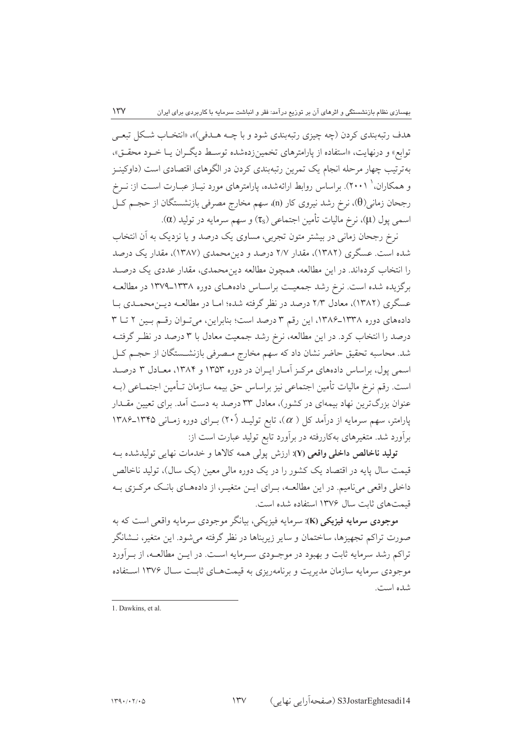هدف رتبه‌بندی کردن (چه چیزی رتبه‌بندی شود و با چـه هـدفی)»، «انتخـاب شـکل تبعـی توابع» و درنهایت، «استفاده از پارامترهای تخمین‌زده‌شده توسـط دیگـران یـا خـود محقـق»، به‌ترتیب چهار مرحله انجام یک تمرین رتبه‌بندی کردن در الگوهای اقتصادی است (داوکینـز و همکاران،[1] ۲۰۰۱). براساس روابط ارائه‌شده، پارامترهای مورد نیـاز عبـارت اسـت از: نـرخ رجحان زمانی($\theta$)، نرخ رشد نیروی کار (n)، سهم مخارج مصرفی بازنشستگان از حجـم کـل اسمی پول ($\mu$)، نرخ مالیات تأمین اجتماعی ($\tau_S$) و سهم سرمایه در تولید ($\alpha$).

نرخ رجحان زمانی در بیشتر متون تجربی، مساوی یک درصد و یا نزدیک به آن انتخاب شده است. عسگری (۱۳۸۲)، مقدار ۲/۷ درصد و دین‌محمدی (۱۳۸۷)، مقدار یک درصد را انتخاب کرده‌اند. در این مطالعه، همچون مطالعه دین‌محمدی، مقدار عددی یک درصـد برگزیده شده است. نرخ رشد جمعیـت براسـاس داده‌هـای دوره ۱۳۳۸ـ۱۳۷۹ در مطالعـه عسگری (۱۳۸۲)، معادل ۲/۳ درصد در نظر گرفته شده؛ امـا در مطالعـه دیـن‌محمـدی بـا داده‌های دوره ۱۳۳۸ـ۱۳۸۶، این رقم ۳ درصد است؛ بنابراین، می‌تـوان رقـم بـین ۲ تـا ۳ درصد را انتخاب کرد. در این مطالعه، نرخ رشد جمعیت معادل با ۳ درصد در نظـر گرفتـه شد. محاسبه تحقیق حاضر نشان داد که سهم مخارج مـصرفی بازنشـستگان از حجـم کـل اسمی پول، براساس داده‌های مرکـز آمـار ایـران در دوره ۱۳۵۳ و ۱۳۸۴، معـادل ۳ درصـد است. رقم نرخ مالیات تأمین اجتماعی نیز براساس حق بیمه سازمان تـأمین اجتمـاعی (بـه عنوان بزرگ‌ترین نهاد بیمه‌ای در کشور)، معادل ۳۳ درصد به دست آمد. برای تعیین مقـدار پارامتر، سهم سرمایه از درآمد کل ($\alpha$)، تابع تولیـد (۲۰) بـرای دوره زمـانی ۱۳۴۵ـ۱۳۸۶ برآورد شد. متغیرهای به‌کاررفته در برآورد تابع تولید عبارت است از:

**تولید ناخالص داخلی واقعی (Y):** ارزش پولی همه کالاها و خدمات نهایی تولیدشده بـه قیمت سال پایه در اقتصاد یک کشور را در یک دوره مالی معین (یک سال)، تولید ناخالص داخلی واقعی می‌نامیم. در این مطالعـه، بـرای ایـن متغیـر، از داده‌هـای بانـک مرکـزی بـه قیمت‌های ثابت سال ۱۳۷۶ استفاده شده است.

**موجودی سرمایه فیزیکی (K):** سرمایه فیزیکی، بیانگر موجودی سرمایه واقعی است که به صورت تراکم تجهیزها، ساختمان و سایر زیربناها در نظر گرفته می‌شود. این متغیر، نـشانگر تراکم رشد سرمایه ثابت و بهبود در موجـودی سـرمایه اسـت. در ایـن مطالعـه، از بـرآورد موجودی سرمایه سازمان مدیریت و برنامه‌ریزی به قیمت‌هـای ثابـت سـال ۱۳۷۶ اسـتفاده شده است.

---

1. Dawkins, et al.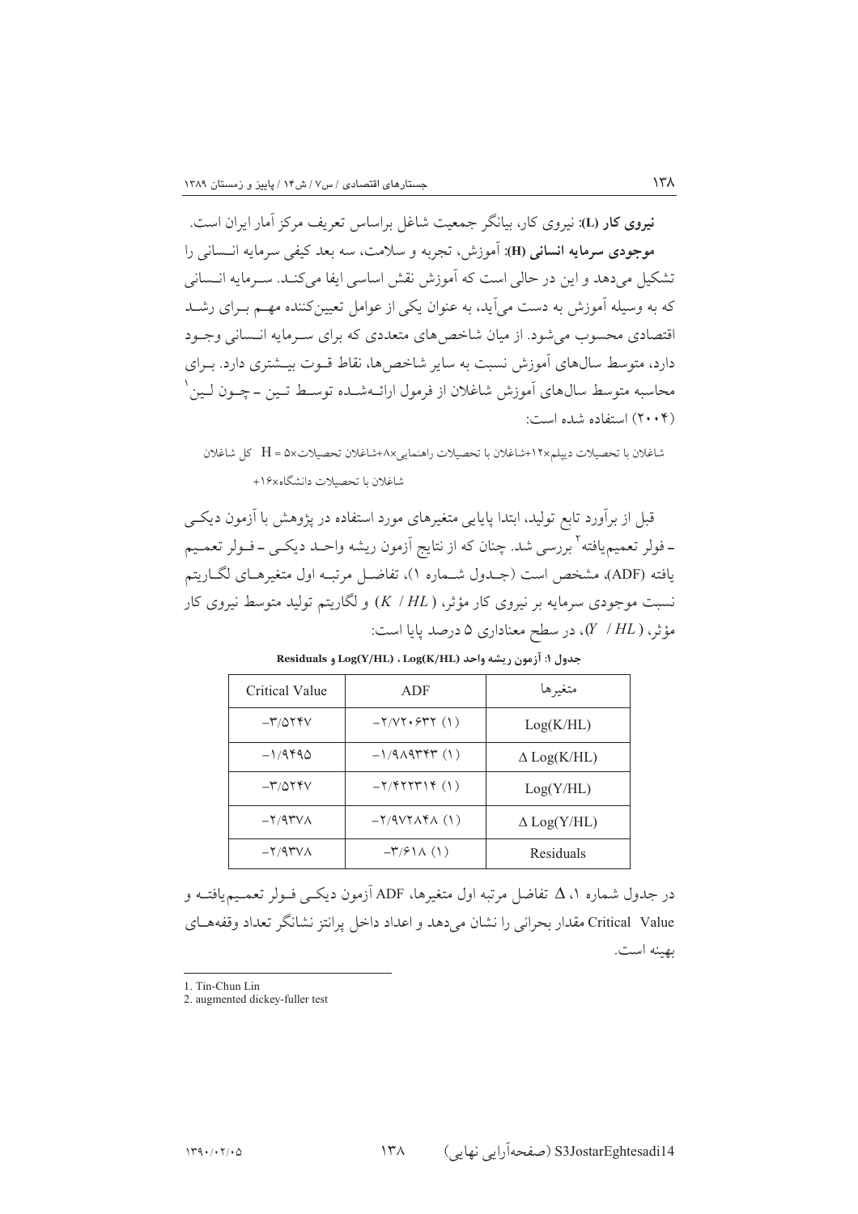**نیروی کار (L):** نیروی کار، بیانگر جمعیت شاغل براساس تعریف مرکز آمار ایران است.

**موجودی سرمایه انسانی (H):** آموزش، تجربه و سلامت، سه بعد کیفی سرمایه انسانی را تشکیل می‌دهد و این در حالی است که آموزش نقش اساسی ایفا می‌کند. سرمایه انسانی که به وسیله آموزش به دست می‌آید، به عنوان یکی از عوامل تعیین‌کننده مهم برای رشد اقتصادی محسوب می‌شود. از میان شاخص‌های متعددی که برای سرمایه انسانی وجود دارد، متوسط سال‌های آموزش نسبت به سایر شاخص‌ها، نقاط قوت بیشتری دارد. برای محاسبه متوسط سال‌های آموزش شاغلان از فرمول ارائه‌شده توسط تین ـ چون لین[1] (۲۰۰۴) استفاده شده است:

کل شاغلان $H =$ ۵×شاغلان تحصیلات+۸×شاغلان با تحصیلات راهنمایی+۱۲×شاغلان با تحصیلات دیپلم
+۱۶×شاغلان با تحصیلات دانشگاه

قبل از برآورد تابع تولید، ابتدا پایایی متغیرهای مورد استفاده در پژوهش با آزمون دیکی ـ فولر تعمیم‌یافته[2] بررسی شد. چنان که از نتایج آزمون ریشه واحد دیکی ـ فولر تعمیم یافته (ADF)، مشخص است (جدول شماره ۱)، تفاضل مرتبه اول متغیرهای لگاریتم نسبت موجودی سرمایه بر نیروی کار مؤثر، ($K / HL$) و لگاریتم تولید متوسط نیروی کار مؤثر، ($Y / HL$)، در سطح معناداری ۵ درصد پایا است:

**جدول ۱: آزمون ریشه واحد Log(Y/HL) ، Log(K/HL) و Residuals**

| Critical Value | ADF | متغیرها |
|---|---|---|
| −۳/۵۲۴۷ | −۲/۷۲۰۶۳۲ (۱) | Log(K/HL) |
| −۱/۹۴۹۵ | −۱/۹۸۹۳۴۳ (۱) | $\Delta$ Log(K/HL) |
| −۳/۵۲۴۷ | −۲/۴۲۲۳۱۴ (۱) | Log(Y/HL) |
| −۲/۹۳۷۸ | −۲/۹۷۲۸۴۸ (۱) | $\Delta$ Log(Y/HL) |
| −۲/۹۳۷۸ | −۳/۶۱۸ (۱) | Residuals |

در جدول شماره ۱، $\Delta$ تفاضل مرتبه اول متغیرها، ADF آزمون دیکی فولر تعمیم‌یافته و Critical Value مقدار بحرانی را نشان می‌دهد و اعداد داخل پرانتز نشانگر تعداد وقفه‌های بهینه است.

---

1. Tin-Chun Lin
2. augmented dickey-fuller test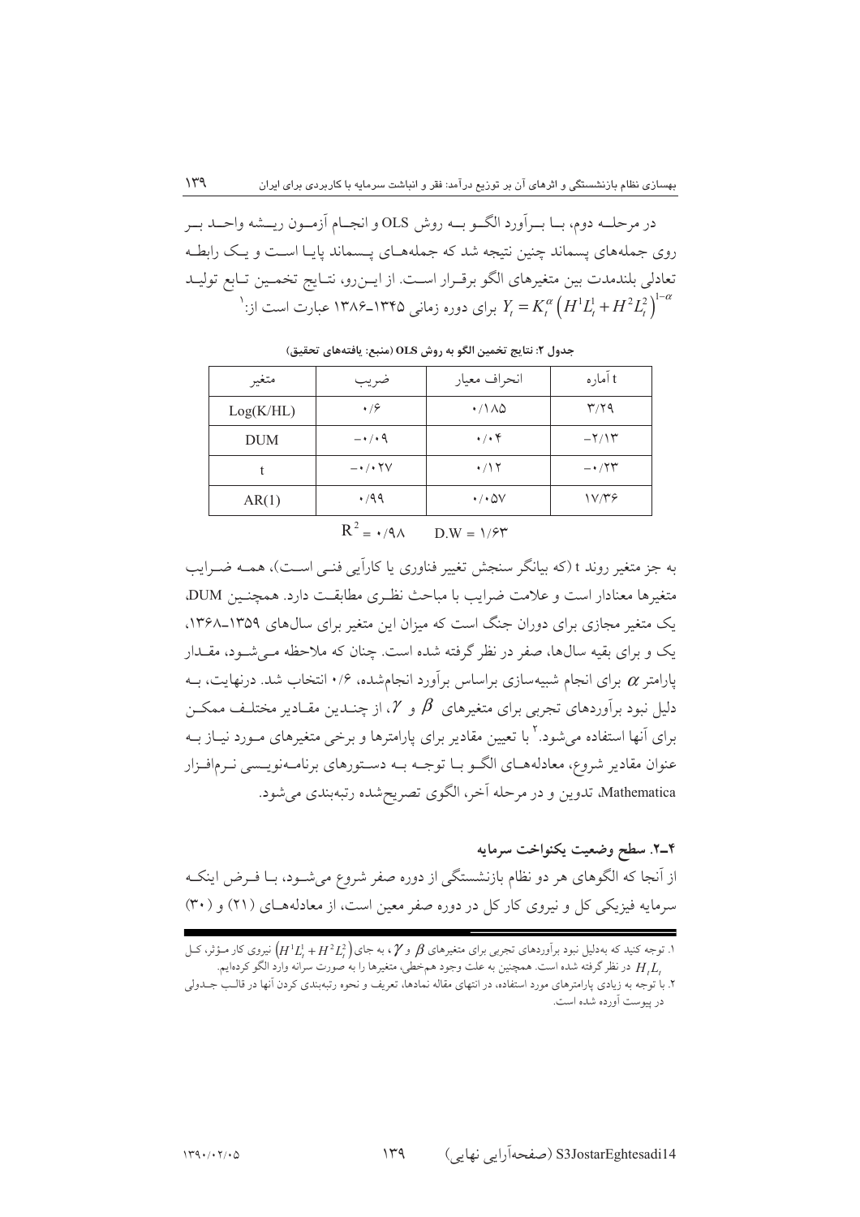در مرحلــه دوم، بــا بــرآورد الگــو بــه روش OLS و انجــام آزمــون ریــشه واحــد بــر روی جمله‌های پسماند چنین نتیجه شد که جمله‌هـای پـسماند پایـا اسـت و یـک رابطـه تعادلی بلندمدت بین متغیرهای الگو برقـرار اسـت. از ایـن‌رو، نتـایج تخمـین تـابع تولیـد $Y_t = K_t^{\alpha}\left(H^1L_t^1 + H^2L_t^2\right)^{1-\alpha}$ برای دوره زمانی ۱۳۴۵ـ۱۳۸۶ عبارت است از:[1]

جدول ۲: نتایج تخمین الگو به روش OLS (منبع: یافته‌های تحقیق)

| متغیر | ضریب | انحراف معیار | t آماره |
|---|---|---|---|
| Log(K/HL) | ۰/۶ | ۰/۱۸۵ | ۳/۲۹ |
| DUM | ۰/۰۹− | ۰/۰۴ | ۲/۱۳− |
| t | ۰/۰۲۷− | ۰/۱۲ | ۰/۲۳− |
| AR(1) | ۰/۹۹ | ۰/۰۵۷ | ۱۷/۳۶ |

$R^2 = ۰/۹۸ \qquad D.W = ۱/۶۳$

به جز متغیر روند t (که بیانگر سنجش تغییر فناوری یا کارآیی فنـی اسـت)، همـه ضـرایب متغیرها معنادار است و علامت ضرایب با مباحث نظـری مطابقـت دارد. همچنـین DUM، یک متغیر مجازی برای دوران جنگ است که میزان این متغیر برای سال‌های ۱۳۵۹ـ۱۳۶۸، یک و برای بقیه سال‌ها، صفر در نظر گرفته شده است. چنان که ملاحظه مـی‌شـود، مقـدار پارامتر $\alpha$ برای انجام شبیه‌سازی براساس برآورد انجام‌شده، ۰/۶ انتخاب شد. درنهایت، بـه دلیل نبود برآوردهای تجربی برای متغیرهای $\beta$ و $\gamma$، از چنـدین مقـادیر مختلـف ممکـن برای آنها استفاده می‌شود.[2] با تعیین مقادیر برای پارامترها و برخی متغیرهای مـورد نیـاز بـه عنوان مقادیر شروع، معادله‌هـای الگـو بـا توجـه بـه دسـتورهای برنامـه‌نویـسی نـرم‌افـزار Mathematica، تدوین و در مرحله آخر، الگوی تصریح‌شده رتبه‌بندی می‌شود.

### ۴ـ۲. سطح وضعیت یکنواخت سرمایه

از آنجا که الگوهای هر دو نظام بازنشستگی از دوره صفر شروع می‌شـود، بـا فـرض اینکـه سرمایه فیزیکی کل و نیروی کار کل در دوره صفر معین است، از معادله‌هـای (۲۱) و (۳۰)

---

۱. توجه کنید که به‌دلیل نبود برآوردهای تجربی برای متغیرهای $\beta$ و $\gamma$، به جای $\left(H^1L_t^1 + H^2L_t^2\right)$ نیروی کار مـؤثر، کـل $H_tL_t$ در نظر گرفته شده است. همچنین به علت وجود هم‌خطی، متغیرها را به صورت سرانه وارد الگو کرده‌ایم.

۲. با توجه به زیادی پارامترهای مورد استفاده، در انتهای مقاله نمادها، تعریف و نحوه رتبه‌بندی کردن آنها در قالـب جـدولی در پیوست آورده شده است.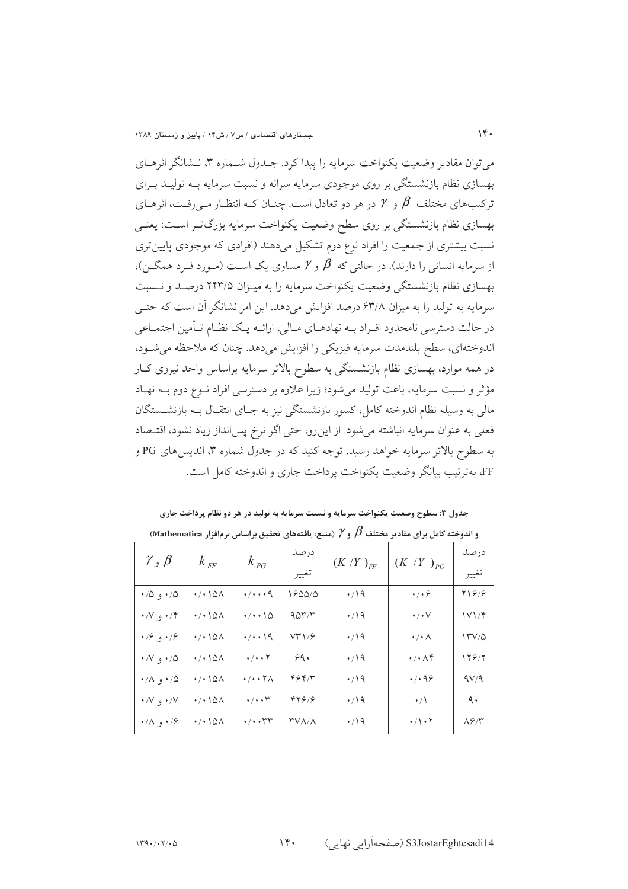می‌توان مقادیر وضعیت یکنواخت سرمایه را پیدا کرد. جدول شماره ۳، نشانگر اثرهای بهسازی نظام بازنشستگی بر روی موجودی سرمایه سرانه و نسبت سرمایه به تولید برای ترکیب‌های مختلف $\beta$ و $\gamma$ در هر دو تعادل است. چنان که انتظار می‌رفت، اثرهای بهسازی نظام بازنشستگی بر روی سطح وضعیت یکنواخت سرمایه بزرگ‌تر است: یعنی نسبت بیشتری از جمعیت را افراد نوع دوم تشکیل می‌دهند (افرادی که موجودی پایین‌تری از سرمایه انسانی را دارند). در حالتی که $\beta$ و $\gamma$ مساوی یک است (مورد فرد همگن)، بهسازی نظام بازنشستگی وضعیت یکنواخت سرمایه را به میزان ۲۴۳/۵ درصد و نسبت سرمایه به تولید را به میزان ۶۳/۸ درصد افزایش می‌دهد. این امر نشانگر آن است که حتی در حالت دسترسی نامحدود افراد به نهادهای مالی، ارائه یک نظام تأمین اجتماعی اندوخته‌ای، سطح بلندمدت سرمایه فیزیکی را افزایش می‌دهد. چنان که ملاحظه می‌شود، در همه موارد، بهسازی نظام بازنشستگی به سطوح بالاتر سرمایه براساس واحد نیروی کار مؤثر و نسبت سرمایه، باعث تولید می‌شود؛ زیرا علاوه بر دسترسی افراد نوع دوم به نهاد مالی به وسیله نظام اندوخته کامل، کسور بازنشستگی نیز به جای انتقال به بازنشستگان فعلی به عنوان سرمایه انباشته می‌شود. از این‌رو، حتی اگر نرخ پس‌انداز زیاد نشود، اقتصاد به سطوح بالاتر سرمایه خواهد رسید. توجه کنید که در جدول شماره ۳، اندیس‌های PG و FF، به‌ترتیب بیانگر وضعیت یکنواخت پرداخت جاری و اندوخته کامل است.

**جدول ۳: سطوح وضعیت یکنواخت سرمایه و نسبت سرمایه به تولید در هر دو نظام پرداخت جاری و اندوخته کامل برای مقادیر مختلف $\beta$ و $\gamma$ (منبع: یافته‌های تحقیق براساس نرم‌افزار Mathematica)**

| $\beta$ و $\gamma$ | $k_{FF}$ | $k_{PG}$ | درصد تغییر | $(K/Y)_{FF}$ | $(K/Y)_{PG}$ | درصد تغییر |
|---|---|---|---|---|---|---|
| ۰/۵ و ۰/۵ | ۰/۰۱۵۸ | ۰/۰۰۰۹ | ۱۶۵۵/۵ | ۰/۱۹ | ۰/۰۶ | ۲۱۶/۶ |
| ۰/۴ و ۰/۷ | ۰/۰۱۵۸ | ۰/۰۰۱۵ | ۹۵۳/۳ | ۰/۱۹ | ۰/۰۷ | ۱۷۱/۴ |
| ۰/۶ و ۰/۶ | ۰/۰۱۵۸ | ۰/۰۰۱۹ | ۷۳۱/۶ | ۰/۱۹ | ۰/۰۸ | ۱۳۷/۵ |
| ۰/۵ و ۰/۷ | ۰/۰۱۵۸ | ۰/۰۰۲ | ۶۹۰ | ۰/۱۹ | ۰/۰۸۴ | ۱۲۶/۲ |
| ۰/۵ و ۰/۸ | ۰/۰۱۵۸ | ۰/۰۰۲۸ | ۴۶۴/۳ | ۰/۱۹ | ۰/۰۹۶ | ۹۷/۹ |
| ۰/۷ و ۰/۷ | ۰/۰۱۵۸ | ۰/۰۰۳ | ۴۲۶/۶ | ۰/۱۹ | ۰/۱ | ۹۰ |
| ۰/۶ و ۰/۸ | ۰/۰۱۵۸ | ۰/۰۰۳۳ | ۳۷۸/۸ | ۰/۱۹ | ۰/۱۰۲ | ۸۶/۳ |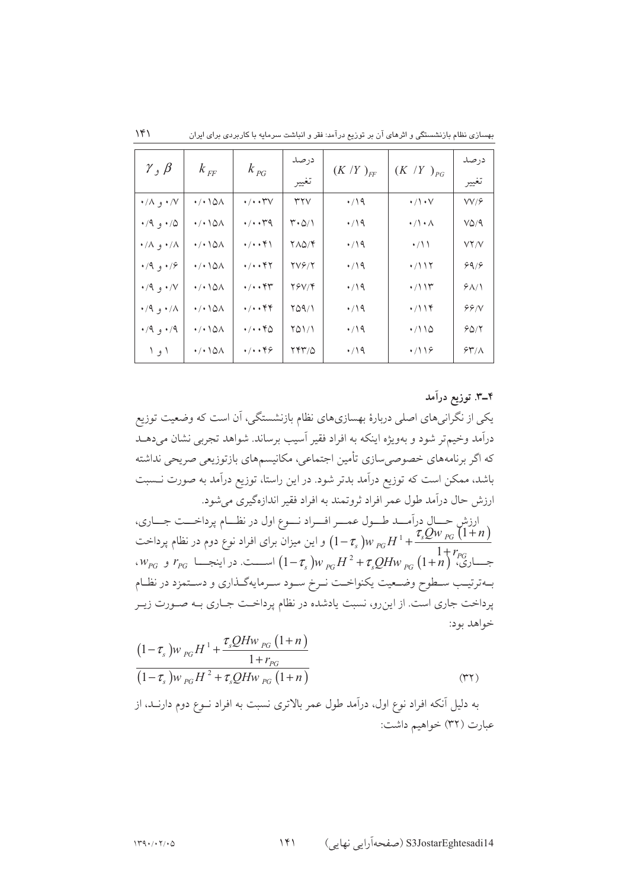| $\gamma$ و $\beta$ | $k_{FF}$ | $k_{PG}$ | درصد تغییر | $(K/Y)_{FF}$ | $(K/Y)_{PG}$ | درصد تغییر |
|---|---|---|---|---|---|---|
| ۰/۷ و ۰/۸ | ۰/۰۱۵۸ | ۰/۰۰۳۷ | ۳۲۷ | ۰/۱۹ | ۰/۱۰۷ | ۷۷/۶ |
| ۰/۵ و ۰/۹ | ۰/۰۱۵۸ | ۰/۰۰۳۹ | ۳۰۵/۱ | ۰/۱۹ | ۰/۱۰۸ | ۷۵/۹ |
| ۰/۸ و ۰/۸ | ۰/۰۱۵۸ | ۰/۰۰۴۱ | ۲۸۵/۴ | ۰/۱۹ | ۰/۱۱ | ۷۲/۷ |
| ۰/۶ و ۰/۹ | ۰/۰۱۵۸ | ۰/۰۰۴۲ | ۲۷۶/۲ | ۰/۱۹ | ۰/۱۱۲ | ۶۹/۶ |
| ۰/۷ و ۰/۹ | ۰/۰۱۵۸ | ۰/۰۰۴۳ | ۲۶۷/۴ | ۰/۱۹ | ۰/۱۱۳ | ۶۸/۱ |
| ۰/۸ و ۰/۹ | ۰/۰۱۵۸ | ۰/۰۰۴۴ | ۲۵۹/۱ | ۰/۱۹ | ۰/۱۱۴ | ۶۶/۷ |
| ۰/۹ و ۰/۹ | ۰/۰۱۵۸ | ۰/۰۰۴۵ | ۲۵۱/۱ | ۰/۱۹ | ۰/۱۱۵ | ۶۵/۲ |
| ۱ و ۱ | ۰/۰۱۵۸ | ۰/۰۰۴۶ | ۲۴۳/۵ | ۰/۱۹ | ۰/۱۱۶ | ۶۳/۸ |

### ۴ـ۳. توزیع درآمد

یکی از نگرانی‌های اصلی دربارهٔ بهسازی‌های نظام بازنشستگی، آن است که وضعیت توزیع درآمد وخیم‌تر شود و به‌ویژه اینکه به افراد فقیر آسیب برساند. شواهد تجربی نشان می‌دهد که اگر برنامه‌های خصوصی‌سازی تأمین اجتماعی، مکانیسم‌های بازتوزیعی صریحی نداشته باشد، ممکن است که توزیع درآمد بدتر شود. در این راستا، توزیع درآمد به صورت نسبت ارزش حال درآمد طول عمر افراد ثروتمند به افراد فقیر اندازه‌گیری می‌شود.

ارزش حال درآمد طول عمر افراد نوع اول در نظام پرداخت جاری، $(1-\tau_s)w_{PG}H^1+\dfrac{\tau_s Q w_{PG}(1+n)}{1+r_{PG}}$ و این میزان برای افراد نوع دوم در نظام پرداخت جاری، $(1-\tau_s)w_{PG}H^2+\tau_s QHw_{PG}(1+n)$ است. در اینجا $r_{PG}$ و $w_{PG}$، به‌ترتیب سطوح وضعیت یکنواخت نرخ سود سرمایه‌گذاری و دستمزد در نظام پرداخت جاری است. از این‌رو، نسبت یادشده در نظام پرداخت جاری به صورت زیر خواهد بود:

$$\frac{(1-\tau_s)w_{PG}H^1+\dfrac{\tau_s QHw_{PG}(1+n)}{1+r_{PG}}}{(1-\tau_s)w_{PG}H^2+\tau_s QHw_{PG}(1+n)} \qquad (۳۲)$$

به دلیل آنکه افراد نوع اول، درآمد طول عمر بالاتری نسبت به افراد نوع دوم دارند، از عبارت (۳۲) خواهیم داشت: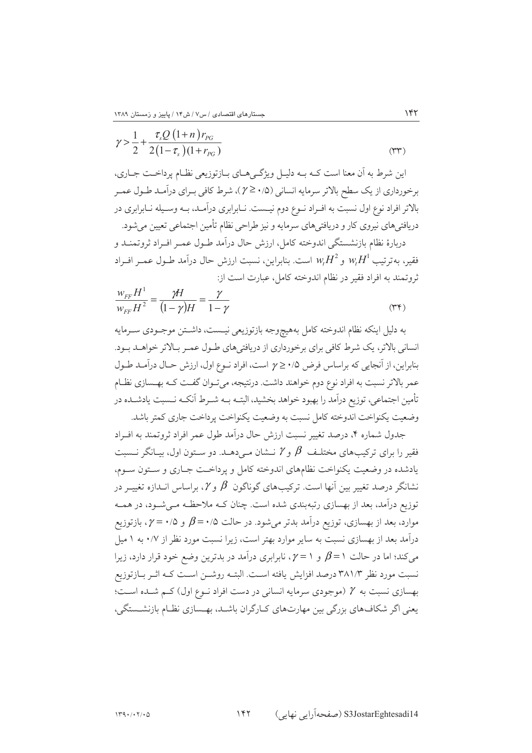$$\gamma > \frac{1}{2} + \frac{\tau_s Q (1+n) r_{PG}}{2(1-\tau_s)(1+r_{PG})} \qquad (۳۳)$$

این شرط به آن معنا است که به دلیل ویژگی‌های بازتوزیعی نظام پرداخت جاری، برخورداری از یک سطح بالاتر سرمایه انسانی ($\gamma \geq ۰/۵$)، شرط کافی برای درآمد طول عمر بالاتر افراد نوع اول نسبت به افراد نوع دوم نیست. نابرابری درآمد، به وسیله نابرابری در دریافتی‌های نیروی کار و دریافتی‌های سرمایه و نیز طراحی نظام تأمین اجتماعی تعیین می‌شود.

دربارهٔ نظام بازنشستگی اندوخته کامل، ارزش حال درآمد طول عمر افراد ثروتمند و فقیر، به‌ترتیب $w_t H^1$ و $w_t H^2$ است. بنابراین، نسبت ارزش حال درآمد طول عمر افراد ثروتمند به افراد فقیر در نظام اندوخته کامل، عبارت است از:

$$\frac{w_{FF} H^1}{w_{FF} H^2} = \frac{\gamma H}{(1-\gamma)H} = \frac{\gamma}{1-\gamma} \qquad (۳۴)$$

به دلیل اینکه نظام اندوخته کامل به‌هیچ‌وجه بازتوزیعی نیست، داشتن موجودی سرمایه انسانی بالاتر، یک شرط کافی برای برخورداری از دریافتی‌های طول عمر بالاتر خواهد بود. بنابراین، از آنجایی که براساس فرض $۰/۵ \geq \gamma$ است، افراد نوع اول، ارزش حال درآمد طول عمر بالاتر نسبت به افراد نوع دوم خواهند داشت. درنتیجه، می‌توان گفت که بهسازی نظام تأمین اجتماعی، توزیع درآمد را بهبود خواهد بخشید، البته به شرط آنکه نسبت یادشده در وضعیت یکنواخت اندوخته کامل نسبت به وضعیت یکنواخت پرداخت جاری کمتر باشد.

جدول شماره ۴، درصد تغییر نسبت ارزش حال درآمد طول عمر افراد ثروتمند به افراد فقیر را برای ترکیب‌های مختلف $\beta$ و $\gamma$ نشان می‌دهد. دو ستون اول، بیانگر نسبت یادشده در وضعیت یکنواخت نظام‌های اندوخته کامل و پرداخت جاری و ستون سوم، نشانگر درصد تغییر بین آنها است. ترکیب‌های گوناگون $\beta$ و $\gamma$، براساس اندازه تغییر در توزیع درآمد، بعد از بهسازی رتبه‌بندی شده است. چنان که ملاحظه می‌شود، در همه موارد، بعد از بهسازی، توزیع درآمد بدتر می‌شود. در حالت $\beta = ۰/۵$ و $\gamma = ۰/۵$، بازتوزیع درآمد بعد از بهسازی نسبت به سایر موارد بهتر است، زیرا نسبت مورد نظر از ۰/۷ به ۱ میل می‌کند؛ اما در حالت $\beta = ۱$ و $\gamma = ۱$، نابرابری درآمد در بدترین وضع خود قرار دارد، زیرا نسبت مورد نظر ۳۸۱/۳ درصد افزایش یافته است. البته روشن است که اثر بازتوزیع بهسازی نسبت به $\gamma$ (موجودی سرمایه انسانی در دست افراد نوع اول) کم شده است؛ یعنی اگر شکاف‌های بزرگی بین مهارت‌های کارگران باشد، بهسازی نظام بازنشستگی،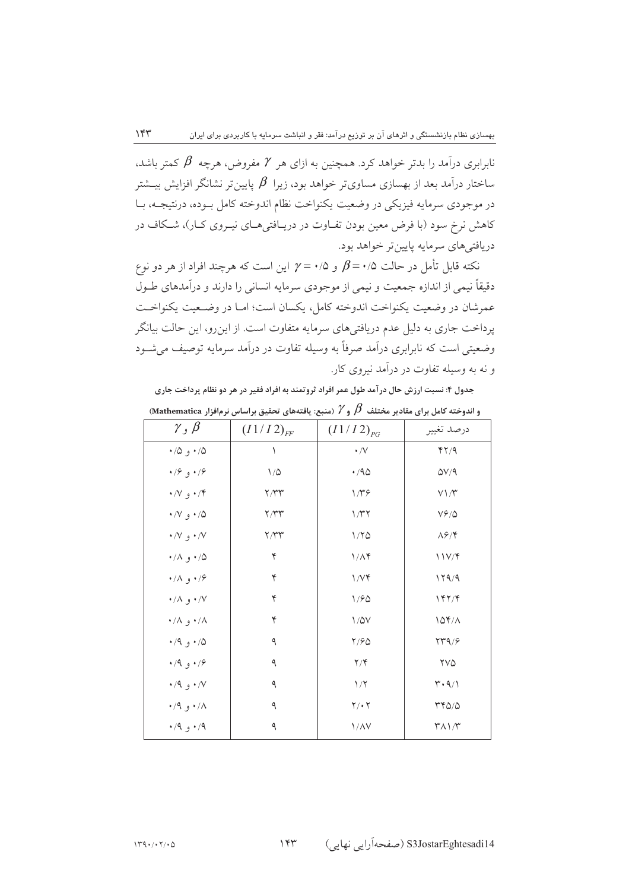نابرابری درآمد را بدتر خواهد کرد. همچنین به ازای هر $\gamma$ مفروض، هرچه $\beta$ کمتر باشد، ساختار درآمد بعد از بهسازی مساوی‌تر خواهد بود، زیرا $\beta$ پایین‌تر نشانگر افزایش بیشتر در موجودی سرمایه فیزیکی در وضعیت یکنواخت نظام اندوخته کامل بوده، درنتیجه، با کاهش نرخ سود (با فرض معین بودن تفاوت در دریافتی‌های نیروی کار)، شکاف در دریافتی‌های سرمایه پایین‌تر خواهد بود.

نکته قابل تأمل در حالت ۰/۵ = $\beta$ و ۰/۵ = $\gamma$ این است که هرچند افراد از هر دو نوع دقیقاً نیمی از اندازه جمعیت و نیمی از موجودی سرمایه انسانی را دارند و درآمدهای طول عمرشان در وضعیت یکنواخت اندوخته کامل، یکسان است؛ اما در وضعیت یکنواخت پرداخت جاری به دلیل عدم دریافتی‌های سرمایه متفاوت است. از این‌رو، این حالت بیانگر وضعیتی است که نابرابری درآمد صرفاً به وسیله تفاوت در درآمد سرمایه توصیف می‌شود و نه به وسیله تفاوت در درآمد نیروی کار.

**جدول ۴: نسبت ارزش حال درآمد طول عمر افراد ثروتمند به افراد فقیر در هر دو نظام پرداخت جاری و اندوخته کامل برای مقادیر مختلف $\beta$ و $\gamma$ (منبع: یافته‌های تحقیق براساس نرم‌افزار Mathematica)**

| $\gamma$ و $\beta$ | $(I1/I2)_{FF}$ | $(I1/I2)_{PG}$ | درصد تغییر |
|---|---|---|---|
| ۰/۵ و ۰/۵ | ۱ | ۰/۷ | ۴۲/۹ |
| ۰/۶ و ۰/۶ | ۱/۵ | ۰/۹۵ | ۵۷/۹ |
| ۰/۴ و ۰/۷ | ۲/۳۳ | ۱/۳۶ | ۷۱/۳ |
| ۰/۵ و ۰/۷ | ۲/۳۳ | ۱/۳۲ | ۷۶/۵ |
| ۰/۷ و ۰/۷ | ۲/۳۳ | ۱/۲۵ | ۸۶/۴ |
| ۰/۵ و ۰/۸ | ۴ | ۱/۸۴ | ۱۱۷/۴ |
| ۰/۶ و ۰/۸ | ۴ | ۱/۷۴ | ۱۲۹/۹ |
| ۰/۷ و ۰/۸ | ۴ | ۱/۶۵ | ۱۴۲/۴ |
| ۰/۸ و ۰/۸ | ۴ | ۱/۵۷ | ۱۵۴/۸ |
| ۰/۵ و ۰/۹ | ۹ | ۲/۶۵ | ۲۳۹/۶ |
| ۰/۶ و ۰/۹ | ۹ | ۲/۴ | ۲۷۵ |
| ۰/۷ و ۰/۹ | ۹ | ۱/۲ | ۳۰۹/۱ |
| ۰/۸ و ۰/۹ | ۹ | ۲/۰۲ | ۳۴۵/۵ |
| ۰/۹ و ۰/۹ | ۹ | ۱/۸۷ | ۳۸۱/۳ |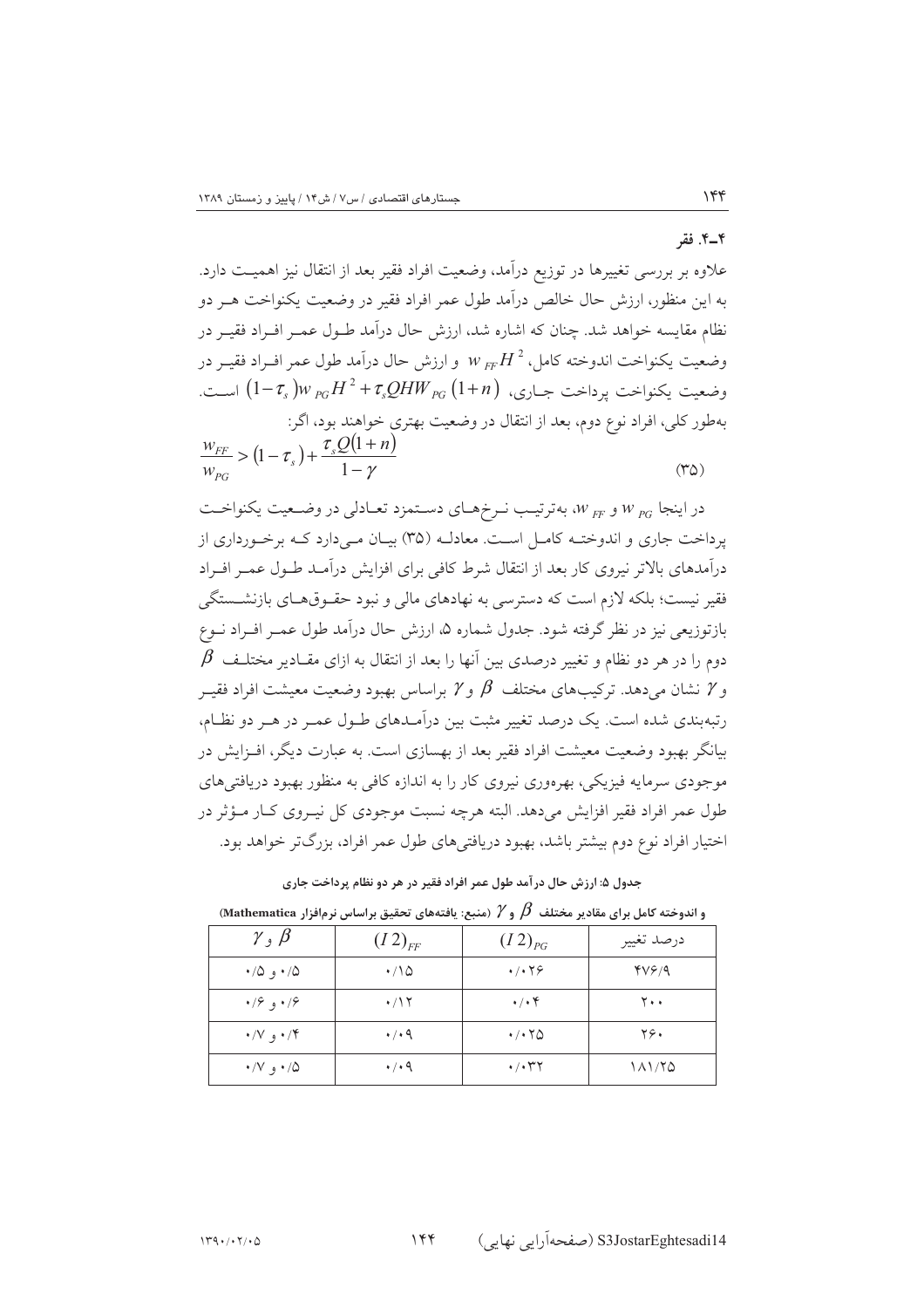### ۴ـ۴. فقر

علاوه بر بررسی تغییرها در توزیع درآمد، وضعیت افراد فقیر بعد از انتقال نیز اهمیت دارد. به این منظور، ارزش حال خالص درآمد طول عمر افراد فقیر در وضعیت یکنواخت هر دو نظام مقایسه خواهد شد. چنان که اشاره شد، ارزش حال درآمد طول عمر افراد فقیر در وضعیت یکنواخت اندوخته کامل، $w_{FF}H^2$ و ارزش حال درآمد طول عمر افراد فقیر در وضعیت یکنواخت پرداخت جاری، $(1-\tau_s)w_{PG}H^2+\tau_s QHW_{PG}(1+n)$ است. به‌طور کلی، افراد نوع دوم، بعد از انتقال در وضعیت بهتری خواهند بود، اگر:

$$\frac{w_{FF}}{w_{PG}}>(1-\tau_s)+\frac{\tau_s Q(1+n)}{1-\gamma} \tag{۳۵}$$

در اینجا $w_{PG}$ و $w_{FF}$، به‌ترتیب نرخ‌های دستمزد تعادلی در وضعیت یکنواخت پرداخت جاری و اندوخته کامل است. معادله (۳۵) بیان می‌دارد که برخورداری از درآمدهای بالاتر نیروی کار بعد از انتقال شرط کافی برای افزایش درآمد طول عمر افراد فقیر نیست؛ بلکه لازم است که دسترسی به نهادهای مالی و نبود حقوق‌های بازنشستگی بازتوزیعی نیز در نظر گرفته شود. جدول شماره ۵، ارزش حال درآمد طول عمر افراد نوع دوم را در هر دو نظام و تغییر درصدی بین آنها را بعد از انتقال به ازای مقادیر مختلف $\beta$ و $\gamma$ نشان می‌دهد. ترکیب‌های مختلف $\beta$ و $\gamma$ براساس بهبود وضعیت معیشت افراد فقیر رتبه‌بندی شده است. یک درصد تغییر مثبت بین درآمدهای طول عمر در هر دو نظام، بیانگر بهبود وضعیت معیشت افراد فقیر بعد از بهسازی است. به عبارت دیگر، افزایش در موجودی سرمایه فیزیکی، بهره‌وری نیروی کار را به اندازه کافی به منظور بهبود دریافتی‌های طول عمر افراد فقیر افزایش می‌دهد. البته هرچه نسبت موجودی کل نیروی کار مؤثر در اختیار افراد نوع دوم بیشتر باشد، بهبود دریافتی‌های طول عمر افراد، بزرگ‌تر خواهد بود.

**جدول ۵: ارزش حال درآمد طول عمر افراد فقیر در هر دو نظام پرداخت جاری و اندوخته کامل برای مقادیر مختلف $\beta$ و $\gamma$ (منبع: یافته‌های تحقیق براساس نرم‌افزار Mathematica)**

| $\beta$ و $\gamma$ | $(I2)_{FF}$ | $(I2)_{PG}$ | درصد تغییر |
|---|---|---|---|
| ۰/۵ و ۰/۵ | ۰/۱۵ | ۰/۰۲۶ | ۴۷۶/۹ |
| ۰/۶ و ۰/۶ | ۰/۱۲ | ۰/۰۴ | ۲۰۰ |
| ۰/۴ و ۰/۷ | ۰/۰۹ | ۰/۰۲۵ | ۲۶۰ |
| ۰/۵ و ۰/۷ | ۰/۰۹ | ۰/۰۳۲ | ۱۸۱/۲۵ |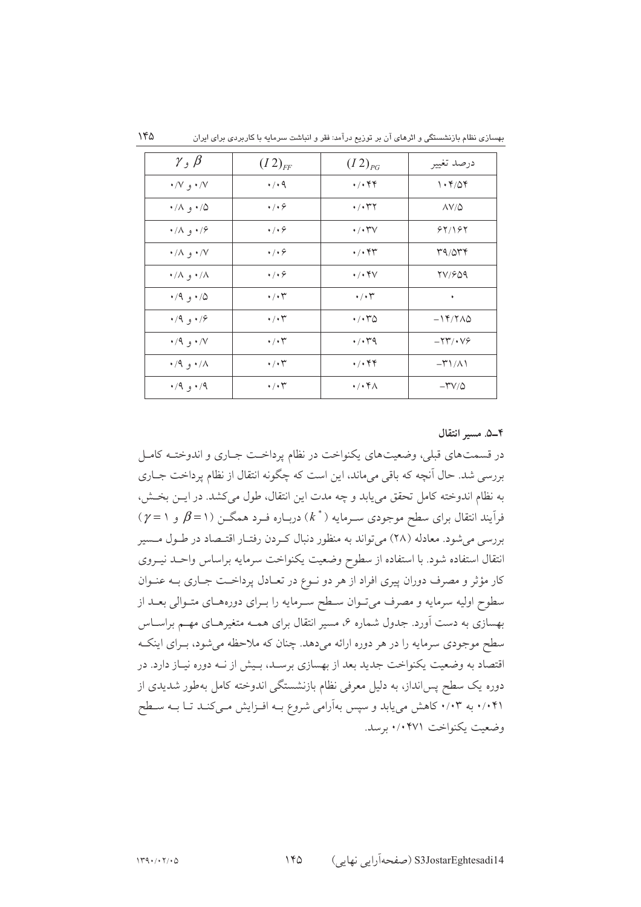| $\gamma$ و $\beta$ | $(I2)_{FF}$ | $(I2)_{PG}$ | درصد تغییر |
|---|---|---|---|
| ۰/۷ و ۰/۷ | ۰/۰۹ | ۰/۰۴۴ | ۱۰۴/۵۴ |
| ۰/۵ و ۰/۸ | ۰/۰۶ | ۰/۰۳۲ | ۸۷/۵ |
| ۰/۶ و ۰/۸ | ۰/۰۶ | ۰/۰۳۷ | ۶۲/۱۶۲ |
| ۰/۷ و ۰/۸ | ۰/۰۶ | ۰/۰۴۳ | ۳۹/۵۳۴ |
| ۰/۸ و ۰/۸ | ۰/۰۶ | ۰/۰۴۷ | ۲۷/۶۵۹ |
| ۰/۵ و ۰/۹ | ۰/۰۳ | ۰/۰۳ | ۰ |
| ۰/۶ و ۰/۹ | ۰/۰۳ | ۰/۰۳۵ | −۱۴/۲۸۵ |
| ۰/۷ و ۰/۹ | ۰/۰۳ | ۰/۰۳۹ | −۲۳/۰۷۶ |
| ۰/۸ و ۰/۹ | ۰/۰۳ | ۰/۰۴۴ | −۳۱/۸۱ |
| ۰/۹ و ۰/۹ | ۰/۰۳ | ۰/۰۴۸ | −۳۷/۵ |

**۴ـ۵. مسیر انتقال**

در قسمت‌های قبلی، وضعیت‌های یکنواخت در نظام پرداخت جاری و اندوخته کامل بررسی شد. حال آنچه که باقی می‌ماند، این است که چگونه انتقال از نظام پرداخت جاری به نظام اندوخته کامل تحقق می‌یابد و چه مدت این انتقال، طول می‌کشد. در این بخش، فرآیند انتقال برای سطح موجودی سرمایه ($k^*$) درباره فرد همگن ($\beta = 1$ و $\gamma = 1$) بررسی می‌شود. معادله (۲۸) می‌تواند به منظور دنبال کردن رفتار اقتصاد در طول مسیر انتقال استفاده شود. با استفاده از سطوح وضعیت یکنواخت سرمایه براساس واحد نیروی کار مؤثر و مصرف دوران پیری افراد از هر دو نوع در تعادل پرداخت جاری به عنوان سطوح اولیه سرمایه و مصرف می‌توان سطح سرمایه را برای دوره‌های متوالی بعد از بهسازی به دست آورد. جدول شماره ۶، مسیر انتقال برای همه متغیرهای مهم براساس سطح موجودی سرمایه را در هر دوره ارائه می‌دهد. چنان که ملاحظه می‌شود، برای اینکه اقتصاد به وضعیت یکنواخت جدید بعد از بهسازی برسد، بیش از نه دوره نیاز دارد. در دوره یک سطح پس‌انداز، به دلیل معرفی نظام بازنشستگی اندوخته کامل به‌طور شدیدی از ۰/۰۴۱ به ۰/۰۳ کاهش می‌یابد و سپس به‌آرامی شروع به افزایش می‌کند تا به سطح وضعیت یکنواخت ۰/۰۴۷۱ برسد.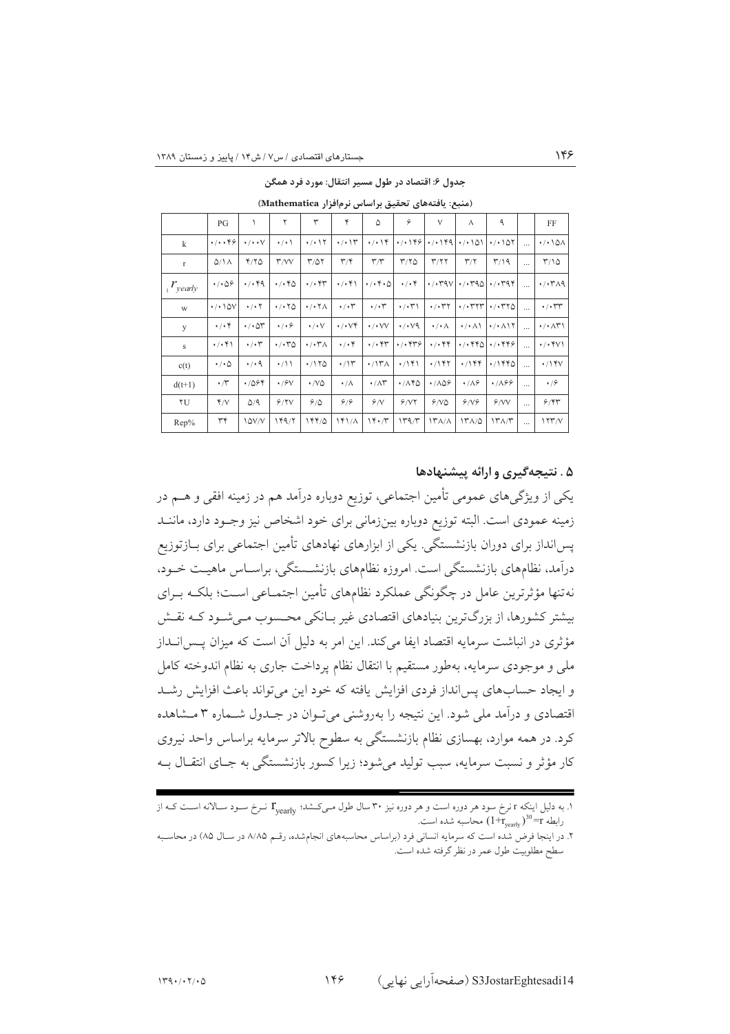**جدول ۶: اقتصاد در طول مسیر انتقال: مورد فرد همگن**

**(منبع: یافته‌های تحقیق براساس نرم‌افزار Mathematica)**

| | PG | ۱ | ۲ | ۳ | ۴ | ۵ | ۶ | ۷ | ۸ | ۹ | | FF |
|---|---|---|---|---|---|---|---|---|---|---|---|---|
| k | ۰/۰۰۴۶ | ۰/۰۰۷ | ۰/۰۱ | ۰/۰۱۲ | ۰/۰۱۳ | ۰/۰۱۴ | ۰/۰۱۴۶ | ۰/۰۱۴۹ | ۰/۰۱۵۱ | ۰/۰۱۵۲ | ... | ۰/۰۱۵۸ |
| r | ۵/۱۸ | ۴/۲۵ | ۳/۷۷ | ۳/۵۲ | ۳/۴ | ۳/۳ | ۳/۲۵ | ۳/۲۲ | ۳/۲ | ۳/۱۹ | ... | ۳/۱۵ |
| $_1 r_{yearly}$ | ۰/۰۵۶ | ۰/۰۴۹ | ۰/۰۴۵ | ۰/۰۴۳ | ۰/۰۴۱ | ۰/۰۴۰۵ | ۰/۰۴ | ۰/۰۳۹۷ | ۰/۰۳۹۵ | ۰/۰۳۹۴ | ... | ۰/۰۳۸۹ |
| w | ۰/۰۱۵۷ | ۰/۰۲ | ۰/۰۲۵ | ۰/۰۲۸ | ۰/۰۳ | ۰/۰۳ | ۰/۰۳۱ | ۰/۰۳۲ | ۰/۰۳۲۳ | ۰/۰۳۲۵ | ... | ۰/۰۳۳ |
| y | ۰/۰۴ | ۰/۰۵۳ | ۰/۰۶ | ۰/۰۷ | ۰/۰۷۴ | ۰/۰۷۷ | ۰/۰۷۹ | ۰/۰۸ | ۰/۰۸۱ | ۰/۰۸۱۲ | ... | ۰/۰۸۳۱ |
| s | ۰/۰۴۱ | ۰/۰۳ | ۰/۰۳۵ | ۰/۰۳۸ | ۰/۰۴ | ۰/۰۴۳ | ۰/۰۴۳۶ | ۰/۰۴۴ | ۰/۰۴۴۵ | ۰/۰۴۴۶ | ... | ۰/۰۴۷۱ |
| c(t) | ۰/۰۵ | ۰/۰۹ | ۰/۱۱ | ۰/۱۲۵ | ۰/۱۳ | ۰/۱۳۸ | ۰/۱۴۱ | ۰/۱۴۲ | ۰/۱۴۴ | ۰/۱۴۴۵ | ... | ۰/۱۴۷ |
| d(t+1) | ۰/۳ | ۰/۵۶۴ | ۰/۶۷ | ۰/۷۵ | ۰/۸ | ۰/۸۳ | ۰/۸۴۵ | ۰/۸۵۶ | ۰/۸۶ | ۰/۸۶۶ | ... | ۰/۶ |
| ۲U | ۴/۷ | ۵/۹ | ۶/۲۷ | ۶/۵ | ۶/۶ | ۶/۷ | ۶/۷۲ | ۶/۷۵ | ۶/۷۶ | ۶/۷۷ | ... | ۶/۴۳ |
| Rep% | ۳۴ | ۱۵۷/۷ | ۱۴۹/۲ | ۱۴۴/۵ | ۱۴۱/۸ | ۱۴۰/۳ | ۱۳۹/۳ | ۱۳۸/۸ | ۱۳۸/۵ | ۱۳۸/۳ | ... | ۱۲۳/۷ |

## ۵. نتیجه‌گیری و ارائه پیشنهادها

یکی از ویژگی‌های عمومی تأمین اجتماعی، توزیع دوباره درآمد هم در زمینه افقی و هم در زمینه عمودی است. البته توزیع دوباره بین‌زمانی برای خود اشخاص نیز وجود دارد، مانند پس‌انداز برای دوران بازنشستگی. یکی از ابزارهای نهادهای تأمین اجتماعی برای بازتوزیع درآمد، نظام‌های بازنشستگی، براساس ماهیت خود، نه‌تنها مؤثرترین عامل در چگونگی عملکرد نظام‌های تأمین اجتماعی است؛ بلکه برای بیشتر کشورها، از بزرگ‌ترین بنیادهای اقتصادی غیر بانکی محسوب می‌شود که نقش مؤثری در انباشت سرمایه اقتصاد ایفا می‌کند. این امر به دلیل آن است که میزان پس‌انداز ملی و موجودی سرمایه، به‌طور مستقیم با انتقال نظام پرداخت جاری به نظام اندوخته کامل و ایجاد حساب‌های پس‌انداز فردی افزایش یافته که خود این می‌تواند باعث افزایش رشد اقتصادی و درآمد ملی شود. این نتیجه را به‌روشنی می‌توان در جدول شماره ۳ مشاهده کرد. در همه موارد، بهسازی نظام بازنشستگی به سطوح بالاتر سرمایه براساس واحد نیروی کار مؤثر و نسبت سرمایه، سبب تولید می‌شود؛ زیرا کسور بازنشستگی به جای انتقال به

---

۱. به دلیل اینکه r نرخ سود هر دوره است و هر دوره نیز ۳۰ سال طول می‌کشد؛ $r_{yearly}$ نرخ سود سالانه است که از رابطه $(1+r_{yearly})^{30}=r$ محاسبه شده است.

۲. در اینجا فرض شده است که سرمایه انسانی فرد (براساس محاسبه‌های انجام‌شده، رقم ۸/۸۵ در سال ۸۵) در محاسبه سطح مطلوبیت طول عمر در نظر گرفته شده است.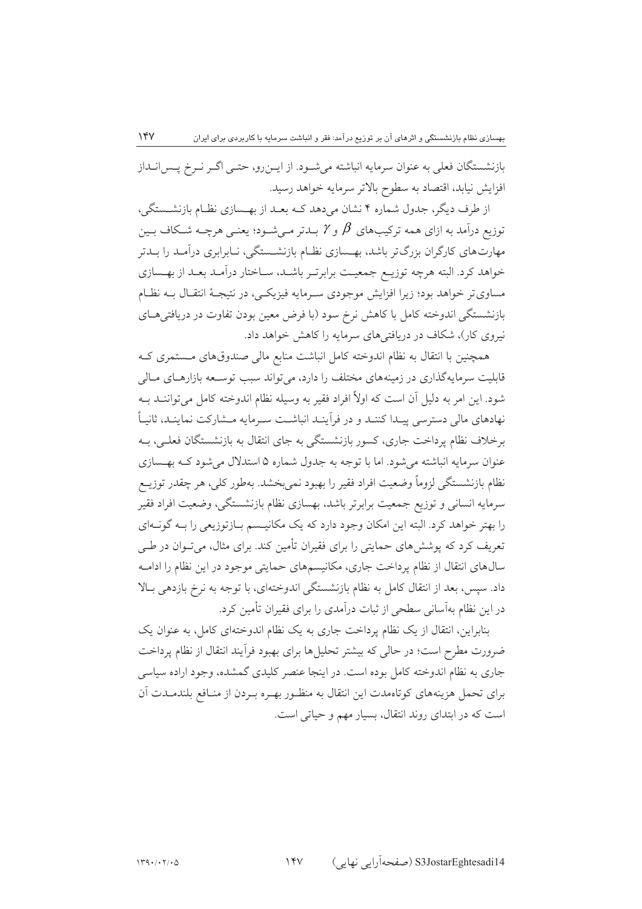بازنشستگان فعلی به عنوان سرمایه انباشته می‌شود. از این‌رو، حتی اگر نرخ پس‌انداز افزایش نیابد، اقتصاد به سطوح بالاتر سرمایه خواهد رسید.

از طرف دیگر، جدول شماره ۴ نشان می‌دهد که بعد از بهسازی نظام بازنشستگی، توزیع درآمد به ازای همه ترکیب‌های $\beta$ و $\gamma$ بدتر می‌شود؛ یعنی هرچه شکاف بین مهارت‌های کارگران بزرگ‌تر باشد، بهسازی نظام بازنشستگی، نابرابری درآمد را بدتر خواهد کرد. البته هرچه توزیع جمعیت برابرتر باشد، ساختار درآمد بعد از بهسازی مساوی‌تر خواهد بود؛ زیرا افزایش موجودی سرمایه فیزیکی، در نتیجهٔ انتقال به نظام بازنشستگی اندوخته کامل با کاهش نرخ سود (با فرض معین بودن تفاوت در دریافتی‌های نیروی کار)، شکاف در دریافتی‌های سرمایه را کاهش خواهد داد.

همچنین با انتقال به نظام اندوخته کامل انباشت منابع مالی صندوق‌های مستمری که قابلیت سرمایه‌گذاری در زمینه‌های مختلف را دارد، می‌تواند سبب توسعه بازارهای مالی شود. این امر به دلیل آن است که اولاً افراد فقیر به وسیله نظام اندوخته کامل می‌توانند به نهادهای مالی دسترسی پیدا کنند و در فرآیند انباشت سرمایه مشارکت نمایند، ثانیاً برخلاف نظام پرداخت جاری، کسور نظام بازنشستگی به جای انتقال به بازنشستگان فعلی، به عنوان سرمایه انباشته می‌شود. اما با توجه به جدول شماره ۵ استدلال می‌شود که بهسازی نظام بازنشستگی لزوماً وضعیت افراد فقیر را بهبود نمی‌بخشد. به‌طور کلی، هر چقدر توزیع سرمایه انسانی و توزیع جمعیت برابرتر باشد، بهسازی نظام بازنشستگی، وضعیت افراد فقیر را بهتر خواهد کرد. البته این امکان وجود دارد که یک مکانیسم بازتوزیعی را به گونه‌ای تعریف کرد که پوشش‌های حمایتی را برای فقیران تأمین کند. برای مثال، می‌توان در طی سال‌های انتقال از نظام پرداخت جاری، مکانیسم‌های حمایتی موجود در این نظام را ادامه داد. سپس، بعد از انتقال کامل به نظام بازنشستگی اندوخته‌ای، با توجه به نرخ بازدهی بالا در این نظام به‌آسانی سطحی از ثبات درآمدی را برای فقیران تأمین کرد.

بنابراین، انتقال از یک نظام پرداخت جاری به یک نظام اندوخته‌ای کامل، به عنوان یک ضرورت مطرح است؛ در حالی که بیشتر تحلیل‌ها برای بهبود فرآیند انتقال از نظام پرداخت جاری به نظام اندوخته کامل بوده است. در اینجا عنصر کلیدی گمشده، وجود اراده سیاسی برای تحمل هزینه‌های کوتاه‌مدت این انتقال به منظور بهره بردن از منافع بلندمدت آن است که در ابتدای روند انتقال، بسیار مهم و حیاتی است.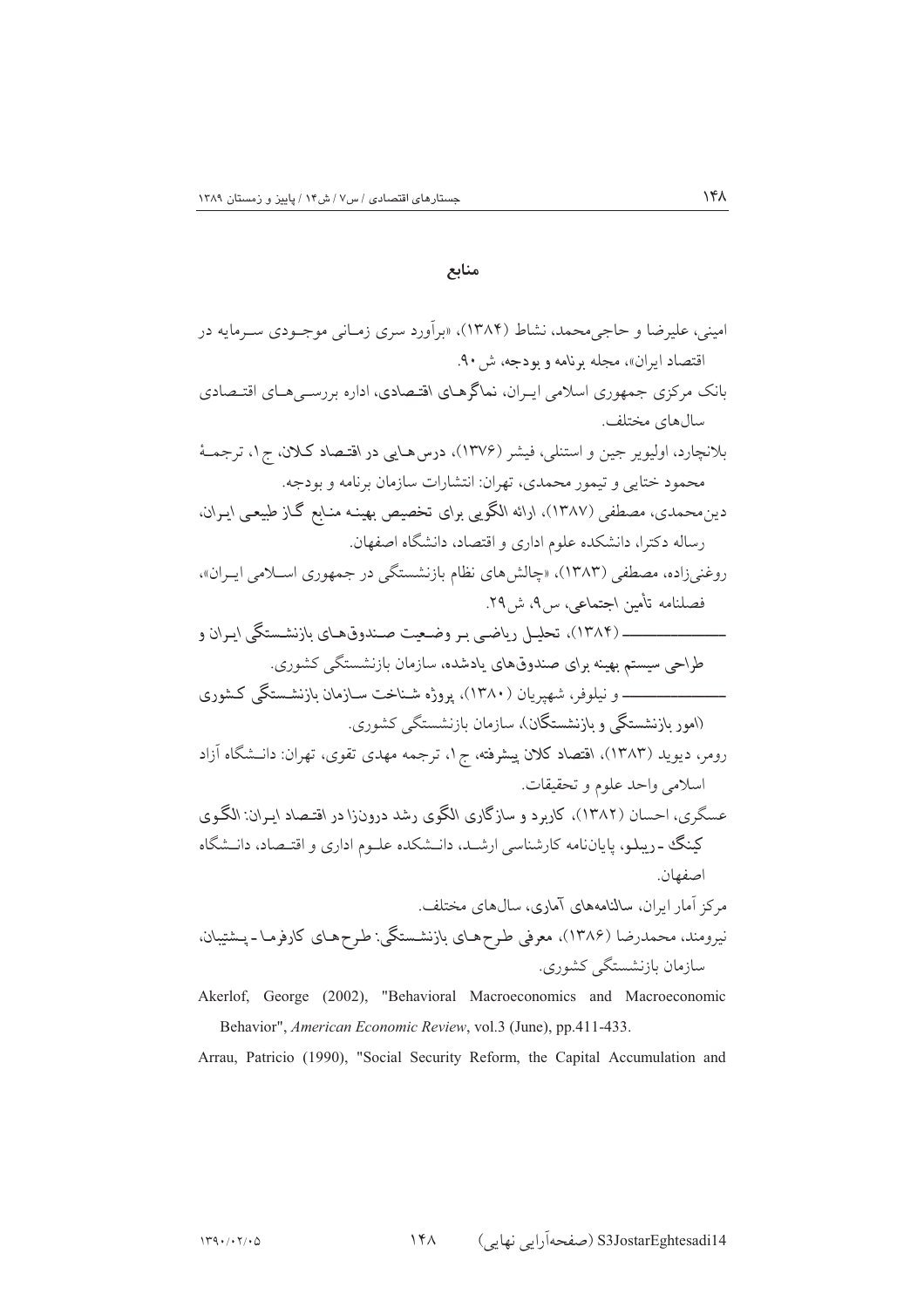## منابع

امینی، علیرضا و حاجی‌محمد، نشاط (۱۳۸۴)، «برآورد سری زمانی موجودی سرمایه در اقتصاد ایران»، مجله برنامه و بودجه، ش۹۰.

بانک مرکزی جمهوری اسلامی ایران، نماگرهای اقتصادی، اداره بررسی‌های اقتصادی سال‌های مختلف.

بلانچارد، اولیویر جین و استنلی، فیشر (۱۳۷۶)، درس‌هایی در اقتصاد کلان، ج۱، ترجمهٔ محمود ختایی و تیمور محمدی، تهران: انتشارات سازمان برنامه و بودجه.

دین‌محمدی، مصطفی (۱۳۸۷)، ارائه الگویی برای تخصیص بهینه منابع گاز طبیعی ایران، رساله دکترا، دانشکده علوم اداری و اقتصاد، دانشگاه اصفهان.

روغنی‌زاده، مصطفی (۱۳۸۳)، «چالش‌های نظام بازنشستگی در جمهوری اسلامی ایران»، فصلنامه تأمین اجتماعی، س۹، ش۲۹.

———— (۱۳۸۴)، تحلیل ریاضی بر وضعیت صندوق‌های بازنشستگی ایران و طراحی سیستم بهینه برای صندوق‌های یادشده، سازمان بازنشستگی کشوری.

———— و نیلوفر، شهپریان (۱۳۸۰)، پروژه شناخت سازمان بازنشستگی کشوری (امور بازنشستگی و بازنشستگان)، سازمان بازنشستگی کشوری.

رومر، دیوید (۱۳۸۳)، اقتصاد کلان پیشرفته، ج۱، ترجمه مهدی تقوی، تهران: دانشگاه آزاد اسلامی واحد علوم و تحقیقات.

عسگری، احسان (۱۳۸۲)، کاربرد و سازگاری الگوی رشد درونزا در اقتصاد ایران: الگوی کینگ ـ ریبلو، پایان‌نامه کارشناسی ارشد، دانشکده علوم اداری و اقتصاد، دانشگاه اصفهان.

مرکز آمار ایران، سالنامه‌های آماری، سال‌های مختلف.

نیرومند، محمدرضا (۱۳۸۶)، معرفی طرح‌های بازنشستگی: طرح‌های کارفرما ـ پشتیبان، سازمان بازنشستگی کشوری.

Akerlof, George (2002), "Behavioral Macroeconomics and Macroeconomic Behavior", *American Economic Review*, vol.3 (June), pp.411-433.

Arrau, Patricio (1990), "Social Security Reform, the Capital Accumulation and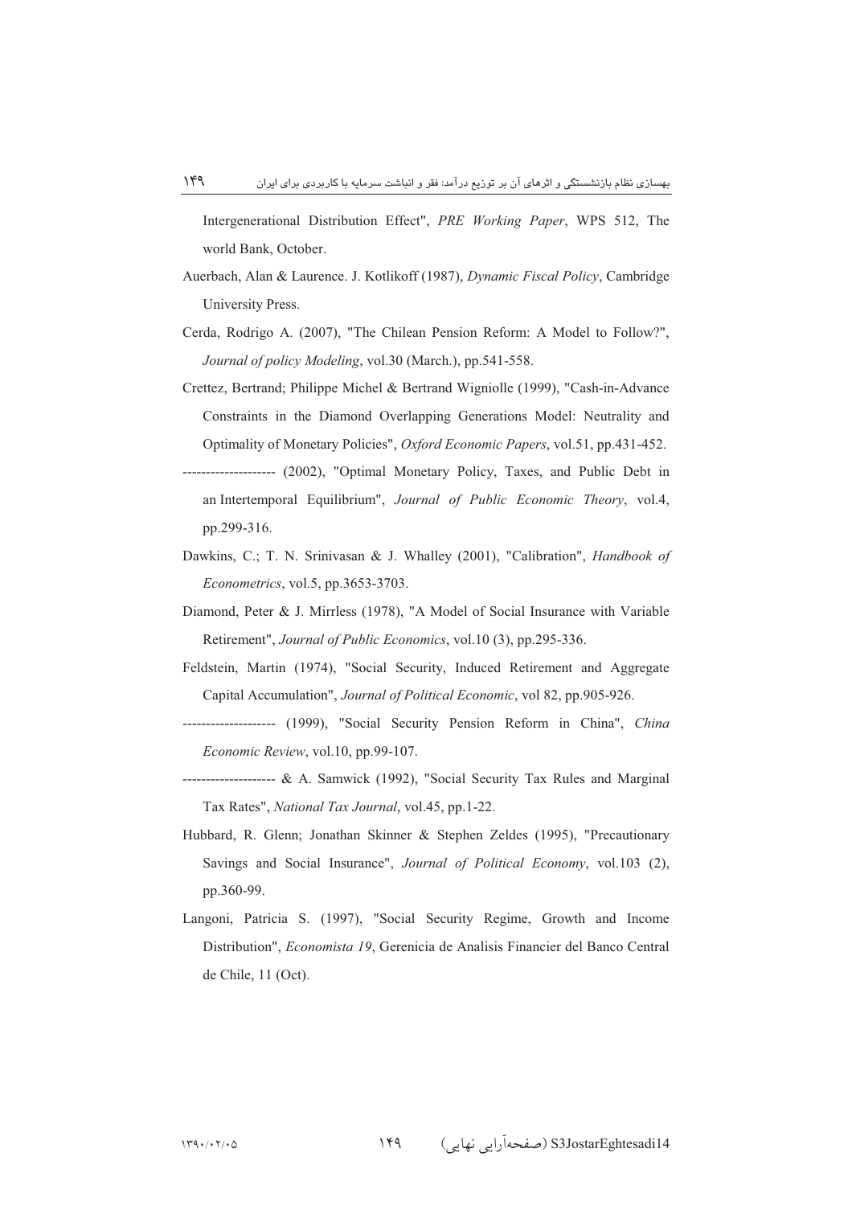Intergenerational Distribution Effect", *PRE Working Paper*, WPS 512, The world Bank, October.

Auerbach, Alan & Laurence. J. Kotlikoff (1987), *Dynamic Fiscal Policy*, Cambridge University Press.

Cerda, Rodrigo A. (2007), "The Chilean Pension Reform: A Model to Follow?", *Journal of policy Modeling*, vol.30 (March.), pp.541-558.

Crettez, Bertrand; Philippe Michel & Bertrand Wigniolle (1999), "Cash-in-Advance Constraints in the Diamond Overlapping Generations Model: Neutrality and Optimality of Monetary Policies", *Oxford Economic Papers*, vol.51, pp.431-452.

-------------------- (2002), "Optimal Monetary Policy, Taxes, and Public Debt in an Intertemporal Equilibrium", *Journal of Public Economic Theory*, vol.4, pp.299-316.

Dawkins, C.; T. N. Srinivasan & J. Whalley (2001), "Calibration", *Handbook of Econometrics*, vol.5, pp.3653-3703.

Diamond, Peter & J. Mirrless (1978), "A Model of Social Insurance with Variable Retirement", *Journal of Public Economics*, vol.10 (3), pp.295-336.

Feldstein, Martin (1974), "Social Security, Induced Retirement and Aggregate Capital Accumulation", *Journal of Political Economic*, vol 82, pp.905-926.

-------------------- (1999), "Social Security Pension Reform in China", *China Economic Review*, vol.10, pp.99-107.

-------------------- & A. Samwick (1992), "Social Security Tax Rules and Marginal Tax Rates", *National Tax Journal*, vol.45, pp.1-22.

Hubbard, R. Glenn; Jonathan Skinner & Stephen Zeldes (1995), "Precautionary Savings and Social Insurance", *Journal of Political Economy*, vol.103 (2), pp.360-99.

Langoni, Patricia S. (1997), "Social Security Regime, Growth and Income Distribution", *Economista 19*, Gerenicia de Analisis Financier del Banco Central de Chile, 11 (Oct).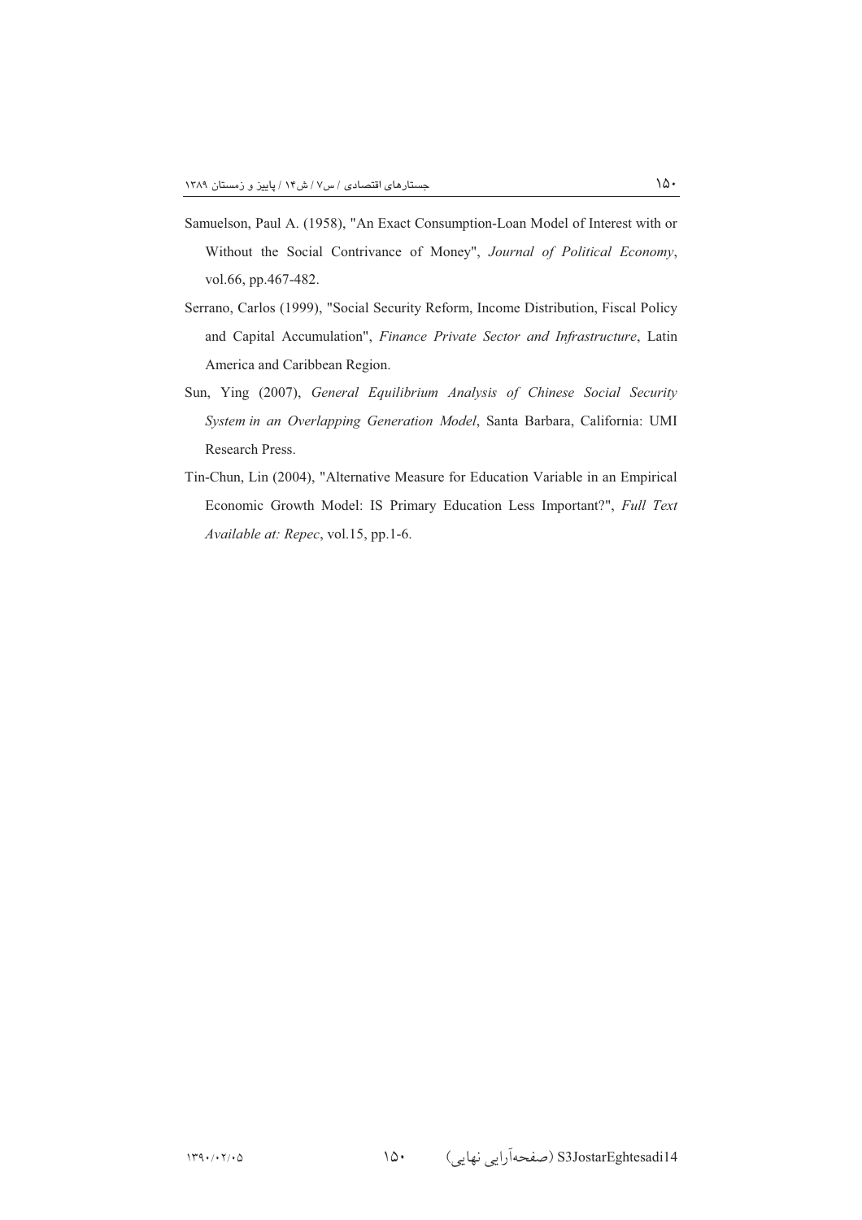Samuelson, Paul A. (1958), "An Exact Consumption-Loan Model of Interest with or Without the Social Contrivance of Money", *Journal of Political Economy*, vol.66, pp.467-482.

Serrano, Carlos (1999), "Social Security Reform, Income Distribution, Fiscal Policy and Capital Accumulation", *Finance Private Sector and Infrastructure*, Latin America and Caribbean Region.

Sun, Ying (2007), *General Equilibrium Analysis of Chinese Social Security System in an Overlapping Generation Model*, Santa Barbara, California: UMI Research Press.

Tin-Chun, Lin (2004), "Alternative Measure for Education Variable in an Empirical Economic Growth Model: IS Primary Education Less Important?", *Full Text Available at: Repec*, vol.15, pp.1-6.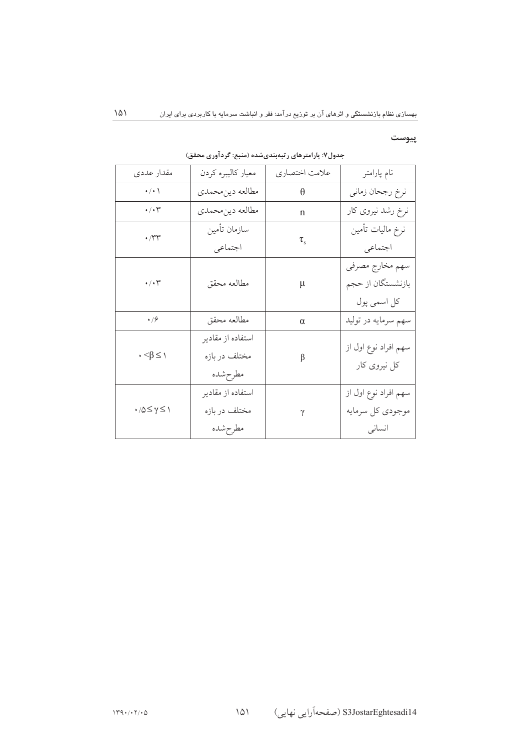## پیوست

**جدول۷: پارامترهای رتبه‌بندی‌شده (منبع: گردآوری محقق)**

| نام پارامتر | علامت اختصاری | معیار کالیبره کردن | مقدار عددی |
|---|---|---|---|
| نرخ رجحان زمانی | $\theta$ | مطالعه دین‌محمدی | ۰/۰۱ |
| نرخ رشد نیروی کار | $n$ | مطالعه دین‌محمدی | ۰/۰۳ |
| نرخ مالیات تأمین اجتماعی | $\tau_s$ | سازمان تأمین اجتماعی | ۰/۳۳ |
| سهم مخارج مصرفی بازنشستگان از حجم کل اسمی پول | $\mu$ | مطالعه محقق | ۰/۰۳ |
| سهم سرمایه در تولید | $\alpha$ | مطالعه محقق | ۰/۶ |
| سهم افراد نوع اول از کل نیروی کار | $\beta$ | استفاده از مقادیر مختلف در بازه مطرح‌شده | $۰ < \beta \leq ۱$ |
| سهم افراد نوع اول از موجودی کل سرمایه انسانی | $\gamma$ | استفاده از مقادیر مختلف در بازه مطرح‌شده | $۰/۵ \leq \gamma \leq ۱$ |